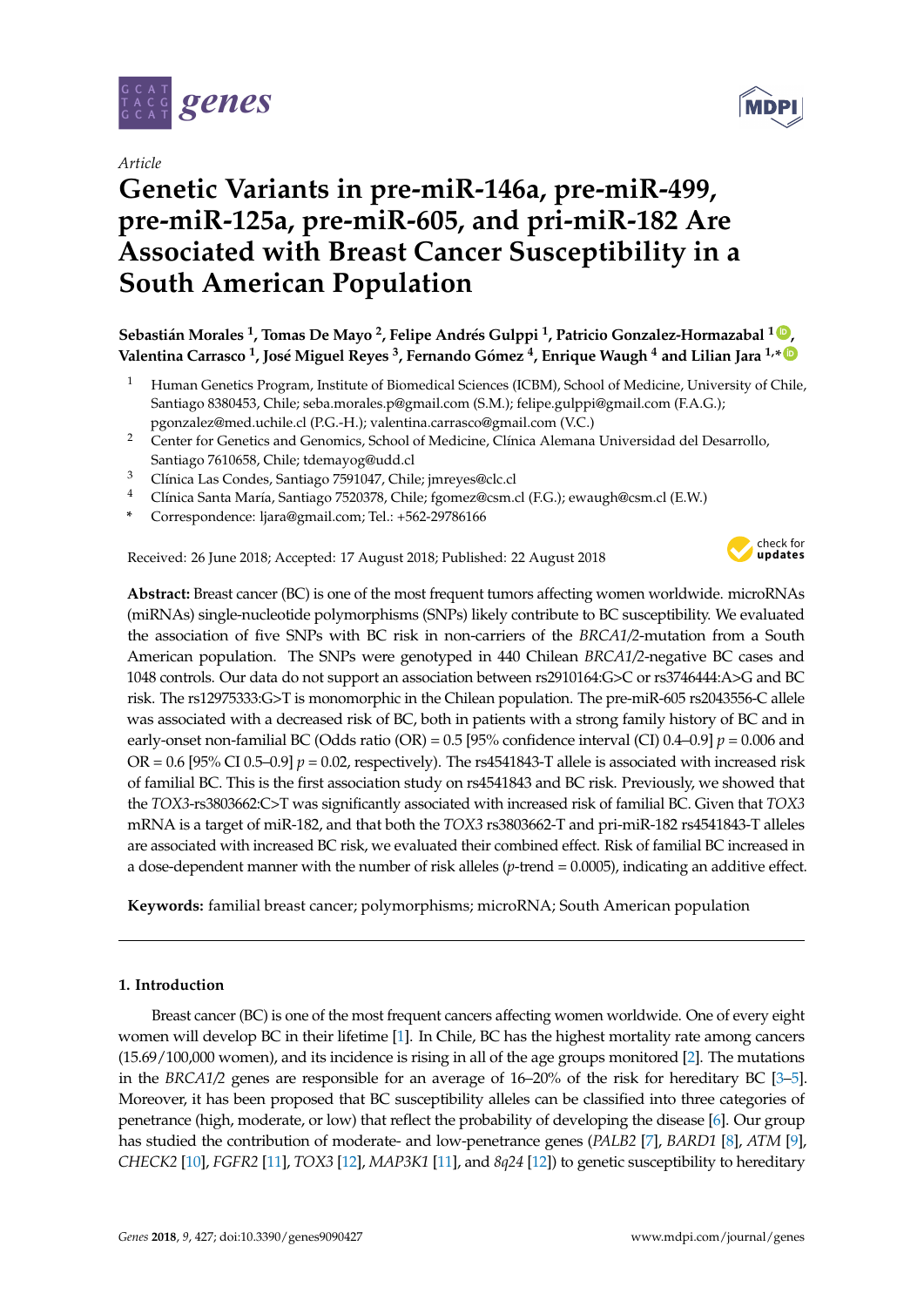Article

# Genetic Variants in pre-miR-146a, pre-miR-499, pre-miR-125a, pre-miR-605, and pri-miR-182 Are Associated with Breast Cancer Susceptibility in a South American Population

**Sebastián Morales [1], Tomas De Mayo [2], Felipe Andrés Gulppi [1], Patricio Gonzalez-Hormazabal [1], Valentina Carrasco [1], José Miguel Reyes [3], Fernando Gómez [4], Enrique Waugh [4] and Lilian Jara [1,*]**

1. Human Genetics Program, Institute of Biomedical Sciences (ICBM), School of Medicine, University of Chile, Santiago 8380453, Chile; seba.morales.p@gmail.com (S.M.); felipe.gulppi@gmail.com (F.A.G.); pgonzalez@med.uchile.cl (P.G.-H.); valentina.carrasco@gmail.com (V.C.)
2. Center for Genetics and Genomics, School of Medicine, Clínica Alemana Universidad del Desarrollo, Santiago 7610658, Chile; tdemayog@udd.cl
3. Clínica Las Condes, Santiago 7591047, Chile; jmreyes@clc.cl
4. Clínica Santa María, Santiago 7520378, Chile; fgomez@csm.cl (F.G.); ewaugh@csm.cl (E.W.)

\* Correspondence: ljara@gmail.com; Tel.: +562-29786166

Received: 26 June 2018; Accepted: 17 August 2018; Published: 22 August 2018

**Abstract:** Breast cancer (BC) is one of the most frequent tumors affecting women worldwide. microRNAs (miRNAs) single-nucleotide polymorphisms (SNPs) likely contribute to BC susceptibility. We evaluated the association of five SNPs with BC risk in non-carriers of the *BRCA1/2*-mutation from a South American population. The SNPs were genotyped in 440 Chilean *BRCA1/2*-negative BC cases and 1048 controls. Our data do not support an association between rs2910164:G>C or rs3746444:A>G and BC risk. The rs12975333:G>T is monomorphic in the Chilean population. The pre-miR-605 rs2043556-C allele was associated with a decreased risk of BC, both in patients with a strong family history of BC and in early-onset non-familial BC (Odds ratio (OR) = 0.5 [95% confidence interval (CI) 0.4–0.9] $p = 0.006$ and OR = 0.6 [95% CI 0.5–0.9] $p = 0.02$, respectively). The rs4541843-T allele is associated with increased risk of familial BC. This is the first association study on rs4541843 and BC risk. Previously, we showed that the *TOX3*-rs3803662:C>T was significantly associated with increased risk of familial BC. Given that *TOX3* mRNA is a target of miR-182, and that both the *TOX3* rs3803662-T and pri-miR-182 rs4541843-T alleles are associated with increased BC risk, we evaluated their combined effect. Risk of familial BC increased in a dose-dependent manner with the number of risk alleles ($p$-trend = 0.0005), indicating an additive effect.

**Keywords:** familial breast cancer; polymorphisms; microRNA; South American population

## 1. Introduction

Breast cancer (BC) is one of the most frequent cancers affecting women worldwide. One of every eight women will develop BC in their lifetime [1]. In Chile, BC has the highest mortality rate among cancers (15.69/100,000 women), and its incidence is rising in all of the age groups monitored [2]. The mutations in the *BRCA1/2* genes are responsible for an average of 16–20% of the risk for hereditary BC [3–5]. Moreover, it has been proposed that BC susceptibility alleles can be classified into three categories of penetrance (high, moderate, or low) that reflect the probability of developing the disease [6]. Our group has studied the contribution of moderate- and low-penetrance genes (*PALB2* [7], *BARD1* [8], *ATM* [9], *CHECK2* [10], *FGFR2* [11], *TOX3* [12], *MAP3K1* [11], and *8q24* [12]) to genetic susceptibility to hereditary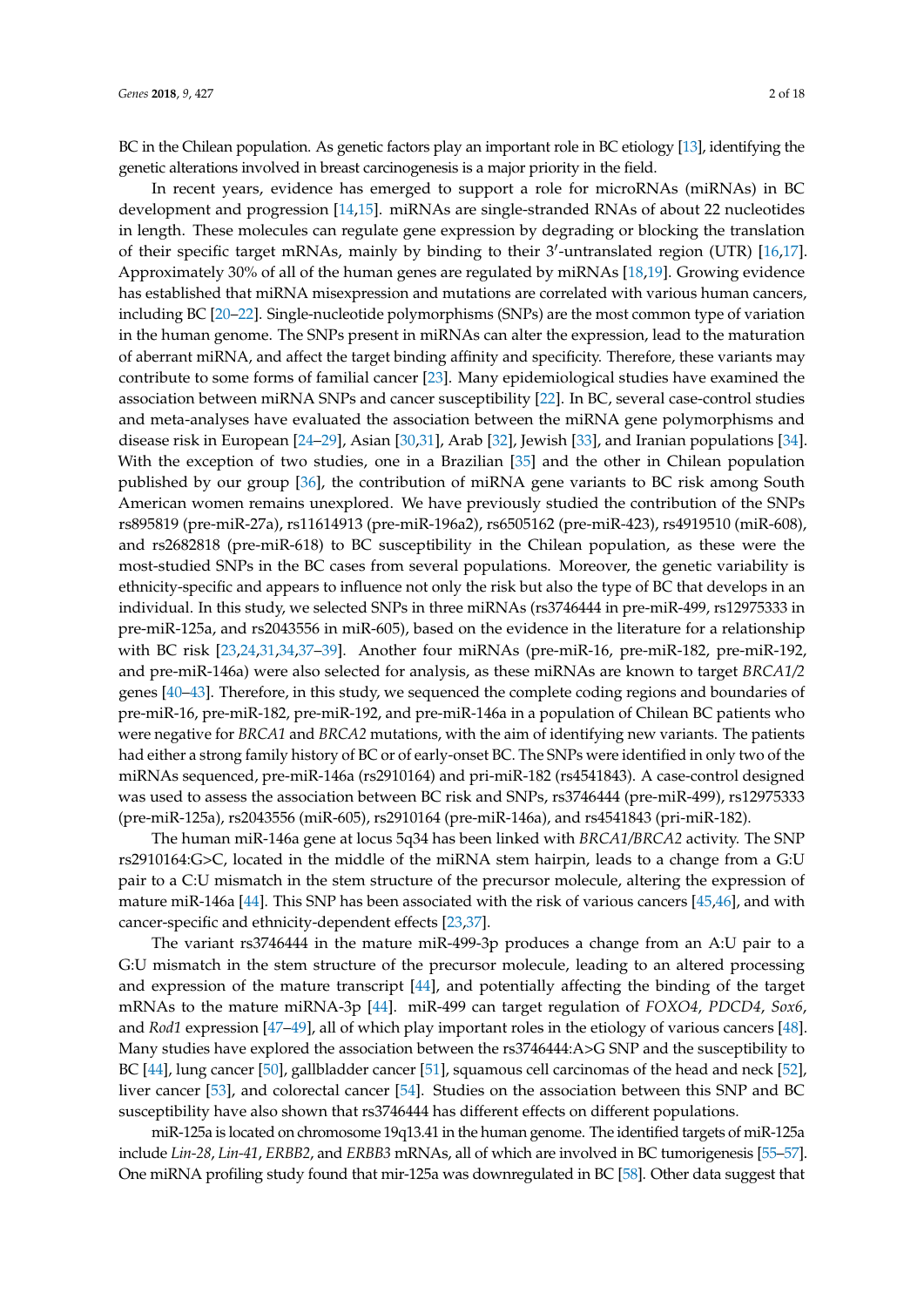BC in the Chilean population. As genetic factors play an important role in BC etiology [13], identifying the genetic alterations involved in breast carcinogenesis is a major priority in the field.

In recent years, evidence has emerged to support a role for microRNAs (miRNAs) in BC development and progression [14,15]. miRNAs are single-stranded RNAs of about 22 nucleotides in length. These molecules can regulate gene expression by degrading or blocking the translation of their specific target mRNAs, mainly by binding to their 3′-untranslated region (UTR) [16,17]. Approximately 30% of all of the human genes are regulated by miRNAs [18,19]. Growing evidence has established that miRNA misexpression and mutations are correlated with various human cancers, including BC [20–22]. Single-nucleotide polymorphisms (SNPs) are the most common type of variation in the human genome. The SNPs present in miRNAs can alter the expression, lead to the maturation of aberrant miRNA, and affect the target binding affinity and specificity. Therefore, these variants may contribute to some forms of familial cancer [23]. Many epidemiological studies have examined the association between miRNA SNPs and cancer susceptibility [22]. In BC, several case-control studies and meta-analyses have evaluated the association between the miRNA gene polymorphisms and disease risk in European [24–29], Asian [30,31], Arab [32], Jewish [33], and Iranian populations [34]. With the exception of two studies, one in a Brazilian [35] and the other in Chilean population published by our group [36], the contribution of miRNA gene variants to BC risk among South American women remains unexplored. We have previously studied the contribution of the SNPs rs895819 (pre-miR-27a), rs11614913 (pre-miR-196a2), rs6505162 (pre-miR-423), rs4919510 (miR-608), and rs2682818 (pre-miR-618) to BC susceptibility in the Chilean population, as these were the most-studied SNPs in the BC cases from several populations. Moreover, the genetic variability is ethnicity-specific and appears to influence not only the risk but also the type of BC that develops in an individual. In this study, we selected SNPs in three miRNAs (rs3746444 in pre-miR-499, rs12975333 in pre-miR-125a, and rs2043556 in miR-605), based on the evidence in the literature for a relationship with BC risk [23,24,31,34,37–39]. Another four miRNAs (pre-miR-16, pre-miR-182, pre-miR-192, and pre-miR-146a) were also selected for analysis, as these miRNAs are known to target *BRCA1/2* genes [40–43]. Therefore, in this study, we sequenced the complete coding regions and boundaries of pre-miR-16, pre-miR-182, pre-miR-192, and pre-miR-146a in a population of Chilean BC patients who were negative for *BRCA1* and *BRCA2* mutations, with the aim of identifying new variants. The patients had either a strong family history of BC or of early-onset BC. The SNPs were identified in only two of the miRNAs sequenced, pre-miR-146a (rs2910164) and pri-miR-182 (rs4541843). A case-control designed was used to assess the association between BC risk and SNPs, rs3746444 (pre-miR-499), rs12975333 (pre-miR-125a), rs2043556 (miR-605), rs2910164 (pre-miR-146a), and rs4541843 (pri-miR-182).

The human miR-146a gene at locus 5q34 has been linked with *BRCA1/BRCA2* activity. The SNP rs2910164:G>C, located in the middle of the miRNA stem hairpin, leads to a change from a G:U pair to a C:U mismatch in the stem structure of the precursor molecule, altering the expression of mature miR-146a [44]. This SNP has been associated with the risk of various cancers [45,46], and with cancer-specific and ethnicity-dependent effects [23,37].

The variant rs3746444 in the mature miR-499-3p produces a change from an A:U pair to a G:U mismatch in the stem structure of the precursor molecule, leading to an altered processing and expression of the mature transcript [44], and potentially affecting the binding of the target mRNAs to the mature miRNA-3p [44]. miR-499 can target regulation of *FOXO4*, *PDCD4*, *Sox6*, and *Rod1* expression [47–49], all of which play important roles in the etiology of various cancers [48]. Many studies have explored the association between the rs3746444:A>G SNP and the susceptibility to BC [44], lung cancer [50], gallbladder cancer [51], squamous cell carcinomas of the head and neck [52], liver cancer [53], and colorectal cancer [54]. Studies on the association between this SNP and BC susceptibility have also shown that rs3746444 has different effects on different populations.

miR-125a is located on chromosome 19q13.41 in the human genome. The identified targets of miR-125a include *Lin-28*, *Lin-41*, *ERBB2*, and *ERBB3* mRNAs, all of which are involved in BC tumorigenesis [55–57]. One miRNA profiling study found that mir-125a was downregulated in BC [58]. Other data suggest that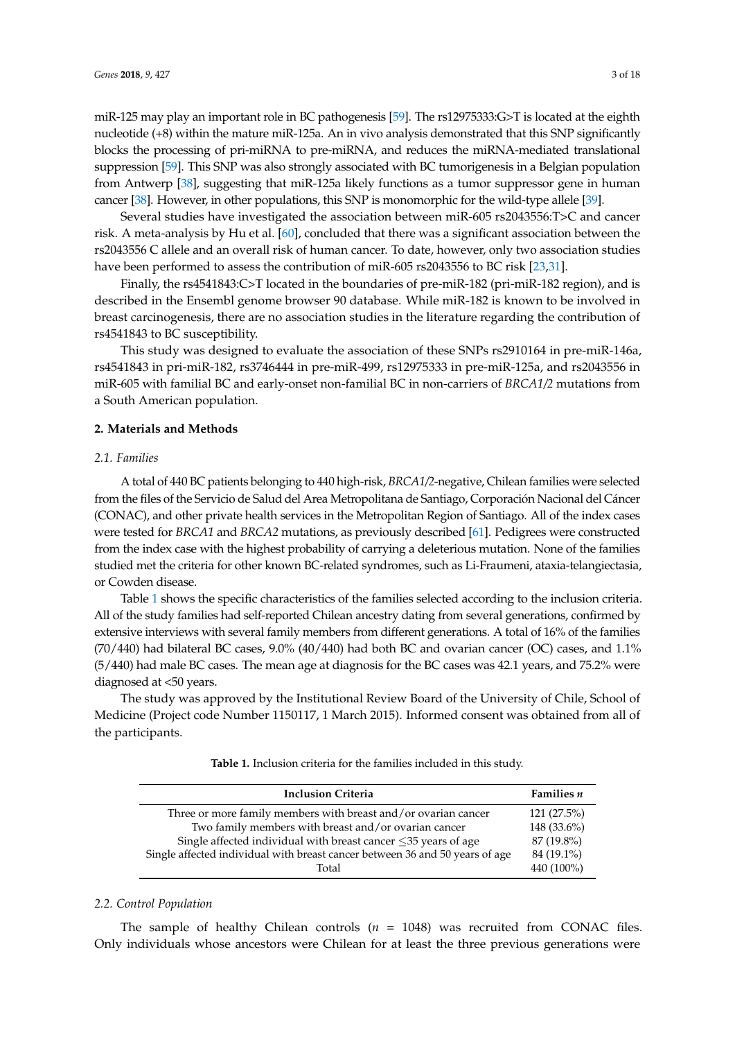miR-125 may play an important role in BC pathogenesis [59]. The rs12975333:G>T is located at the eighth nucleotide (+8) within the mature miR-125a. An in vivo analysis demonstrated that this SNP significantly blocks the processing of pri-miRNA to pre-miRNA, and reduces the miRNA-mediated translational suppression [59]. This SNP was also strongly associated with BC tumorigenesis in a Belgian population from Antwerp [38], suggesting that miR-125a likely functions as a tumor suppressor gene in human cancer [38]. However, in other populations, this SNP is monomorphic for the wild-type allele [39].

Several studies have investigated the association between miR-605 rs2043556:T>C and cancer risk. A meta-analysis by Hu et al. [60], concluded that there was a significant association between the rs2043556 C allele and an overall risk of human cancer. To date, however, only two association studies have been performed to assess the contribution of miR-605 rs2043556 to BC risk [23,31].

Finally, the rs4541843:C>T located in the boundaries of pre-miR-182 (pri-miR-182 region), and is described in the Ensembl genome browser 90 database. While miR-182 is known to be involved in breast carcinogenesis, there are no association studies in the literature regarding the contribution of rs4541843 to BC susceptibility.

This study was designed to evaluate the association of these SNPs rs2910164 in pre-miR-146a, rs4541843 in pri-miR-182, rs3746444 in pre-miR-499, rs12975333 in pre-miR-125a, and rs2043556 in miR-605 with familial BC and early-onset non-familial BC in non-carriers of *BRCA1/2* mutations from a South American population.

## 2. Materials and Methods

### 2.1. Families

A total of 440 BC patients belonging to 440 high-risk, *BRCA1/2*-negative, Chilean families were selected from the files of the Servicio de Salud del Area Metropolitana de Santiago, Corporación Nacional del Cáncer (CONAC), and other private health services in the Metropolitan Region of Santiago. All of the index cases were tested for *BRCA1* and *BRCA2* mutations, as previously described [61]. Pedigrees were constructed from the index case with the highest probability of carrying a deleterious mutation. None of the families studied met the criteria for other known BC-related syndromes, such as Li-Fraumeni, ataxia-telangiectasia, or Cowden disease.

Table 1 shows the specific characteristics of the families selected according to the inclusion criteria. All of the study families had self-reported Chilean ancestry dating from several generations, confirmed by extensive interviews with several family members from different generations. A total of 16% of the families (70/440) had bilateral BC cases, 9.0% (40/440) had both BC and ovarian cancer (OC) cases, and 1.1% (5/440) had male BC cases. The mean age at diagnosis for the BC cases was 42.1 years, and 75.2% were diagnosed at <50 years.

The study was approved by the Institutional Review Board of the University of Chile, School of Medicine (Project code Number 1150117, 1 March 2015). Informed consent was obtained from all of the participants.

**Table 1.** Inclusion criteria for the families included in this study.

| Inclusion Criteria | Families *n* |
|---|---|
| Three or more family members with breast and/or ovarian cancer | 121 (27.5%) |
| Two family members with breast and/or ovarian cancer | 148 (33.6%) |
| Single affected individual with breast cancer ≤35 years of age | 87 (19.8%) |
| Single affected individual with breast cancer between 36 and 50 years of age | 84 (19.1%) |
| Total | 440 (100%) |

### 2.2. Control Population

The sample of healthy Chilean controls ($n$ = 1048) was recruited from CONAC files. Only individuals whose ancestors were Chilean for at least the three previous generations were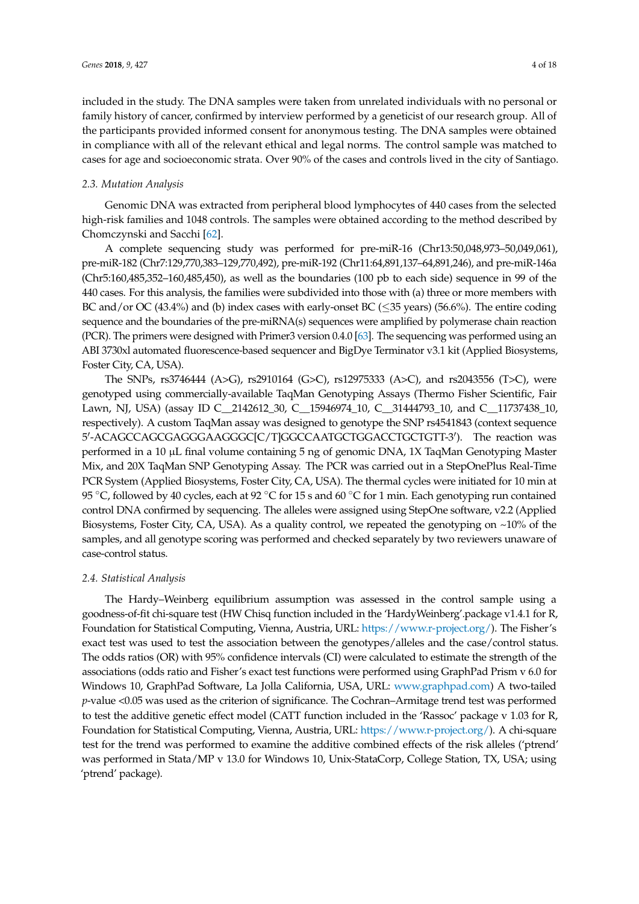included in the study. The DNA samples were taken from unrelated individuals with no personal or family history of cancer, confirmed by interview performed by a geneticist of our research group. All of the participants provided informed consent for anonymous testing. The DNA samples were obtained in compliance with all of the relevant ethical and legal norms. The control sample was matched to cases for age and socioeconomic strata. Over 90% of the cases and controls lived in the city of Santiago.

### 2.3. Mutation Analysis

Genomic DNA was extracted from peripheral blood lymphocytes of 440 cases from the selected high-risk families and 1048 controls. The samples were obtained according to the method described by Chomczynski and Sacchi [62].

A complete sequencing study was performed for pre-miR-16 (Chr13:50,048,973–50,049,061), pre-miR-182 (Chr7:129,770,383–129,770,492), pre-miR-192 (Chr11:64,891,137–64,891,246), and pre-miR-146a (Chr5:160,485,352–160,485,450), as well as the boundaries (100 pb to each side) sequence in 99 of the 440 cases. For this analysis, the families were subdivided into those with (a) three or more members with BC and/or OC (43.4%) and (b) index cases with early-onset BC (≤35 years) (56.6%). The entire coding sequence and the boundaries of the pre-miRNA(s) sequences were amplified by polymerase chain reaction (PCR). The primers were designed with Primer3 version 0.4.0 [63]. The sequencing was performed using an ABI 3730xl automated fluorescence-based sequencer and BigDye Terminator v3.1 kit (Applied Biosystems, Foster City, CA, USA).

The SNPs, rs3746444 (A>G), rs2910164 (G>C), rs12975333 (A>C), and rs2043556 (T>C), were genotyped using commercially-available TaqMan Genotyping Assays (Thermo Fisher Scientific, Fair Lawn, NJ, USA) (assay ID C__2142612_30, C__15946974_10, C__31444793_10, and C__11737438_10, respectively). A custom TaqMan assay was designed to genotype the SNP rs4541843 (context sequence 5′-ACAGCCAGCGAGGGAAGGGC[C/T]GGCCAATGCTGGACCTGCTGTT-3′). The reaction was performed in a 10 µL final volume containing 5 ng of genomic DNA, 1X TaqMan Genotyping Master Mix, and 20X TaqMan SNP Genotyping Assay. The PCR was carried out in a StepOnePlus Real-Time PCR System (Applied Biosystems, Foster City, CA, USA). The thermal cycles were initiated for 10 min at 95 °C, followed by 40 cycles, each at 92 °C for 15 s and 60 °C for 1 min. Each genotyping run contained control DNA confirmed by sequencing. The alleles were assigned using StepOne software, v2.2 (Applied Biosystems, Foster City, CA, USA). As a quality control, we repeated the genotyping on ~10% of the samples, and all genotype scoring was performed and checked separately by two reviewers unaware of case-control status.

### 2.4. Statistical Analysis

The Hardy–Weinberg equilibrium assumption was assessed in the control sample using a goodness-of-fit chi-square test (HW Chisq function included in the 'HardyWeinberg'.package v1.4.1 for R, Foundation for Statistical Computing, Vienna, Austria, URL: https://www.r-project.org/). The Fisher's exact test was used to test the association between the genotypes/alleles and the case/control status. The odds ratios (OR) with 95% confidence intervals (CI) were calculated to estimate the strength of the associations (odds ratio and Fisher's exact test functions were performed using GraphPad Prism v 6.0 for Windows 10, GraphPad Software, La Jolla California, USA, URL: www.graphpad.com) A two-tailed $p$-value <0.05 was used as the criterion of significance. The Cochran–Armitage trend test was performed to test the additive genetic effect model (CATT function included in the 'Rassoc' package v 1.03 for R, Foundation for Statistical Computing, Vienna, Austria, URL: https://www.r-project.org/). A chi-square test for the trend was performed to examine the additive combined effects of the risk alleles ('ptrend' was performed in Stata/MP v 13.0 for Windows 10, Unix-StataCorp, College Station, TX, USA; using 'ptrend' package).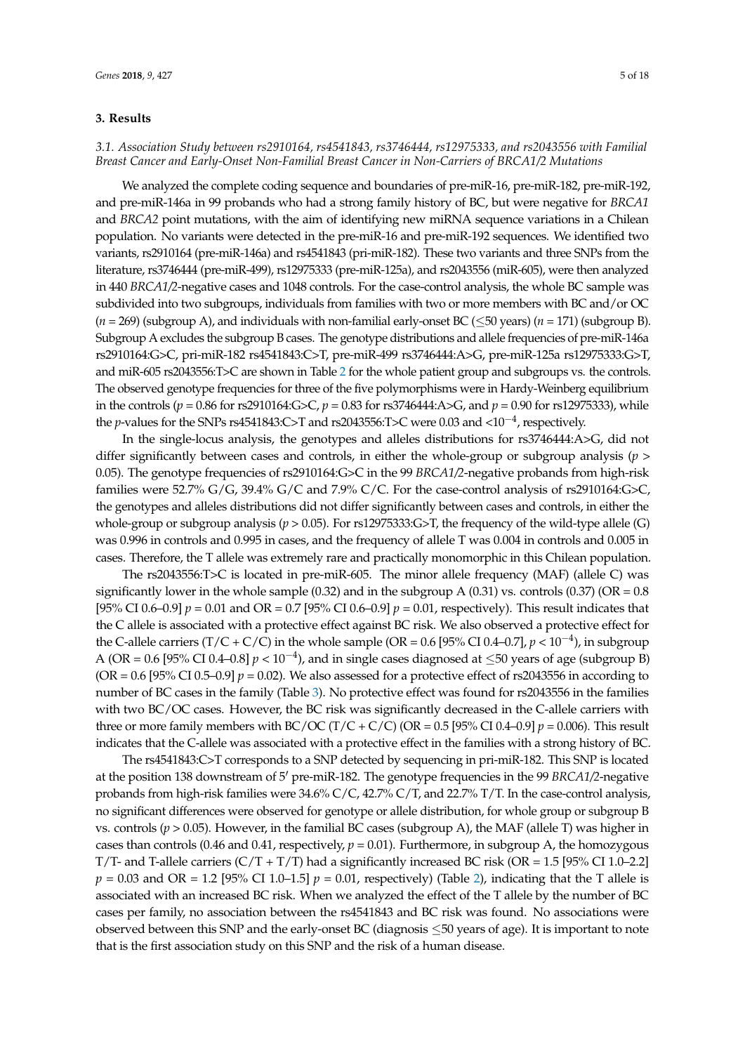## 3. Results

### 3.1. Association Study between rs2910164, rs4541843, rs3746444, rs12975333, and rs2043556 with Familial Breast Cancer and Early-Onset Non-Familial Breast Cancer in Non-Carriers of BRCA1/2 Mutations

We analyzed the complete coding sequence and boundaries of pre-miR-16, pre-miR-182, pre-miR-192, and pre-miR-146a in 99 probands who had a strong family history of BC, but were negative for *BRCA1* and *BRCA2* point mutations, with the aim of identifying new miRNA sequence variations in a Chilean population. No variants were detected in the pre-miR-16 and pre-miR-192 sequences. We identified two variants, rs2910164 (pre-miR-146a) and rs4541843 (pri-miR-182). These two variants and three SNPs from the literature, rs3746444 (pre-miR-499), rs12975333 (pre-miR-125a), and rs2043556 (miR-605), were then analyzed in 440 *BRCA1/2*-negative cases and 1048 controls. For the case-control analysis, the whole BC sample was subdivided into two subgroups, individuals from families with two or more members with BC and/or OC ($n = 269$) (subgroup A), and individuals with non-familial early-onset BC ($\leq$50 years) ($n = 171$) (subgroup B). Subgroup A excludes the subgroup B cases. The genotype distributions and allele frequencies of pre-miR-146a rs2910164:G>C, pri-miR-182 rs4541843:C>T, pre-miR-499 rs3746444:A>G, pre-miR-125a rs12975333:G>T, and miR-605 rs2043556:T>C are shown in Table 2 for the whole patient group and subgroups vs. the controls. The observed genotype frequencies for three of the five polymorphisms were in Hardy-Weinberg equilibrium in the controls ($p = 0.86$ for rs2910164:G>C, $p = 0.83$ for rs3746444:A>G, and $p = 0.90$ for rs12975333), while the *p*-values for the SNPs rs4541843:C>T and rs2043556:T>C were 0.03 and $<10^{-4}$, respectively.

In the single-locus analysis, the genotypes and alleles distributions for rs3746444:A>G, did not differ significantly between cases and controls, in either the whole-group or subgroup analysis ($p > 0.05$). The genotype frequencies of rs2910164:G>C in the 99 *BRCA1/2*-negative probands from high-risk families were 52.7% G/G, 39.4% G/C and 7.9% C/C. For the case-control analysis of rs2910164:G>C, the genotypes and alleles distributions did not differ significantly between cases and controls, in either the whole-group or subgroup analysis ($p > 0.05$). For rs12975333:G>T, the frequency of the wild-type allele (G) was 0.996 in controls and 0.995 in cases, and the frequency of allele T was 0.004 in controls and 0.005 in cases. Therefore, the T allele was extremely rare and practically monomorphic in this Chilean population.

The rs2043556:T>C is located in pre-miR-605. The minor allele frequency (MAF) (allele C) was significantly lower in the whole sample (0.32) and in the subgroup A (0.31) vs. controls (0.37) (OR = 0.8 [95% CI 0.6–0.9] $p = 0.01$ and OR = 0.7 [95% CI 0.6–0.9] $p = 0.01$, respectively). This result indicates that the C allele is associated with a protective effect against BC risk. We also observed a protective effect for the C-allele carriers (T/C + C/C) in the whole sample (OR = 0.6 [95% CI 0.4–0.7], $p < 10^{-4}$), in subgroup A (OR = 0.6 [95% CI 0.4–0.8] $p < 10^{-4}$), and in single cases diagnosed at $\leq$50 years of age (subgroup B) (OR = 0.6 [95% CI 0.5–0.9] $p = 0.02$). We also assessed for a protective effect of rs2043556 in according to number of BC cases in the family (Table 3). No protective effect was found for rs2043556 in the families with two BC/OC cases. However, the BC risk was significantly decreased in the C-allele carriers with three or more family members with BC/OC (T/C + C/C) (OR = 0.5 [95% CI 0.4–0.9] $p = 0.006$). This result indicates that the C-allele was associated with a protective effect in the families with a strong history of BC.

The rs4541843:C>T corresponds to a SNP detected by sequencing in pri-miR-182. This SNP is located at the position 138 downstream of 5′ pre-miR-182. The genotype frequencies in the 99 *BRCA1/2*-negative probands from high-risk families were 34.6% C/C, 42.7% C/T, and 22.7% T/T. In the case-control analysis, no significant differences were observed for genotype or allele distribution, for whole group or subgroup B vs. controls ($p > 0.05$). However, in the familial BC cases (subgroup A), the MAF (allele T) was higher in cases than controls (0.46 and 0.41, respectively, $p = 0.01$). Furthermore, in subgroup A, the homozygous T/T- and T-allele carriers (C/T + T/T) had a significantly increased BC risk (OR = 1.5 [95% CI 1.0–2.2] $p = 0.03$ and OR = 1.2 [95% CI 1.0–1.5] $p = 0.01$, respectively) (Table 2), indicating that the T allele is associated with an increased BC risk. When we analyzed the effect of the T allele by the number of BC cases per family, no association between the rs4541843 and BC risk was found. No associations were observed between this SNP and the early-onset BC (diagnosis $\leq$50 years of age). It is important to note that is the first association study on this SNP and the risk of a human disease.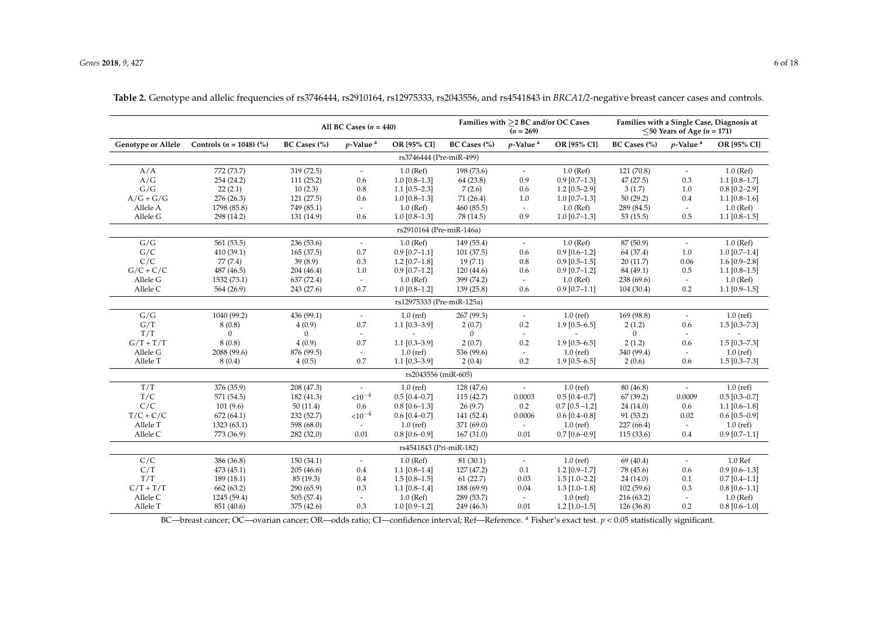**Table 2.** Genotype and allelic frequencies of rs3746444, rs2910164, rs12975333, rs2043556, and rs4541843 in *BRCA1/2*-negative breast cancer cases and controls.

| | | All BC Cases ($n$ = 440) | | | Families with ≥2 BC and/or OC Cases ($n$ = 269) | | | Families with a Single Case, Diagnosis at ≤50 Years of Age ($n$ = 171) | | |
|---|---|---|---|---|---|---|---|---|---|---|
| **Genotype or Allele** | **Controls ($n$ = 1048) (%)** | **BC Cases (%)** | ***p*-Value [a]** | **OR [95% CI]** | **BC Cases (%)** | ***p*-Value [a]** | **OR [95% CI]** | **BC Cases (%)** | ***p*-Value [a]** | **OR [95% CI]** |
| rs3746444 (Pre-miR-499) | | | | | | | | | | |
| A/A | 772 (73.7) | 319 (72.5) | - | 1.0 (Ref) | 198 (73.6) | - | 1.0 (Ref) | 121 (70.8) | - | 1.0 (Ref) |
| A/G | 254 (24.2) | 111 (25.2) | 0.6 | 1.0 [0.8–1.3] | 64 (23.8) | 0.9 | 0.9 [0.7–1.3] | 47 (27.5) | 0.3 | 1.1 [0.8–1.7] |
| G/G | 22 (2.1) | 10 (2.3) | 0.8 | 1.1 [0.5–2.3] | 7 (2.6) | 0.6 | 1.2 [0.5–2.9] | 3 (1.7) | 1.0 | 0.8 [0.2–2.9] |
| A/G + G/G | 276 (26.3) | 121 (27.5) | 0.6 | 1.0 [0.8–1.3] | 71 (26.4) | 1.0 | 1.0 [0.7–1.3] | 50 (29.2) | 0.4 | 1.1 [0.8–1.6] |
| Allele A | 1798 (85.8) | 749 (85.1) | - | 1.0 (Ref) | 460 (85.5) | - | 1.0 (Ref) | 289 (84.5) | - | 1.0 (Ref) |
| Allele G | 298 (14.2) | 131 (14.9) | 0.6 | 1.0 [0.8–1.3] | 78 (14.5) | 0.9 | 1.0 [0.7–1.3] | 53 (15.5) | 0.5 | 1.1 [0.8–1.5] |
| rs2910164 (Pre-miR-146a) | | | | | | | | | | |
| G/G | 561 (53.5) | 236 (53.6) | - | 1.0 (Ref) | 149 (55.4) | - | 1.0 (Ref) | 87 (50.9) | - | 1.0 (Ref) |
| G/C | 410 (39.1) | 165 (37.5) | 0.7 | 0.9 [0.7–1.1] | 101 (37.5) | 0.6 | 0.9 [0.6–1.2] | 64 (37.4) | 1.0 | 1.0 [0.7–1.4] |
| C/C | 77 (7.4) | 39 (8.9) | 0.3 | 1.2 [0.7–1.8] | 19 (7.1) | 0.8 | 0.9 [0.5–1.5] | 20 (11.7) | 0.06 | 1.6 [0.9–2.8] |
| G/C + C/C | 487 (46.5) | 204 (46.4) | 1.0 | 0.9 [0.7–1.2] | 120 (44.6) | 0.6 | 0.9 [0.7–1.2] | 84 (49.1) | 0.5 | 1.1 [0.8–1.5] |
| Allele G | 1532 (73.1) | 637 (72.4) | - | 1.0 (Ref) | 399 (74.2) | - | 1.0 (Ref) | 238 (69.6) | - | 1.0 (Ref) |
| Allele C | 564 (26.9) | 243 (27.6) | 0.7 | 1.0 [0.8–1.2] | 139 (25.8) | 0.6 | 0.9 [0.7–1.1] | 104 (30.4) | 0.2 | 1.1 [0.9–1.5] |
| rs12975333 (Pre-miR-125a) | | | | | | | | | | |
| G/G | 1040 (99.2) | 436 (99.1) | - | 1.0 (ref) | 267 (99.3) | - | 1.0 (ref) | 169 (98.8) | - | 1.0 (ref) |
| G/T | 8 (0.8) | 4 (0.9) | 0.7 | 1.1 [0.3–3.9] | 2 (0.7) | 0.2 | 1.9 [0.5–6.5] | 2 (1.2) | 0.6 | 1.5 [0.3–7.3] |
| T/T | 0 | 0 | - | - | 0 | - | - | 0 | - | - |
| G/T + T/T | 8 (0.8) | 4 (0.9) | 0.7 | 1.1 [0.3–3.9] | 2 (0.7) | 0.2 | 1.9 [0.5–6.5] | 2 (1.2) | 0.6 | 1.5 [0.3–7.3] |
| Allele G | 2088 (99.6) | 876 (99.5) | - | 1.0 (ref) | 536 (99.6) | - | 1.0 (ref) | 340 (99.4) | - | 1.0 (ref) |
| Allele T | 8 (0.4) | 4 (0.5) | 0.7 | 1.1 [0.3–3.9] | 2 (0.4) | 0.2 | 1.9 [0.5–6.5] | 2 (0.6) | 0.6 | 1.5 [0.3–7.3] |
| rs2043556 (miR-605) | | | | | | | | | | |
| T/T | 376 (35.9) | 208 (47.3) | - | 1.0 (ref) | 128 (47.6) | - | 1.0 (ref) | 80 (46.8) | - | 1.0 (ref) |
| T/C | 571 (54.5) | 182 (41.3) | $<10^{-4}$ | 0.5 [0.4–0.7] | 115 (42.7) | 0.0003 | 0.5 [0.4–0.7] | 67 (39.2) | 0.0009 | 0.5 [0.3–0.7] |
| C/C | 101 (9.6) | 50 (11.4) | 0.6 | 0.8 [0.6–1.3] | 26 (9.7) | 0.2 | 0.7 [0.5 –1.2] | 24 (14.0) | 0.6 | 1.1 [0.6–1.8] |
| T/C + C/C | 672 (64.1) | 232 (52.7) | $<10^{-4}$ | 0.6 [0.4–0.7] | 141 (52.4) | 0.0006 | 0.6 [0.4–0.8] | 91 (53.2) | 0.02 | 0.6 [0.5–0.9] |
| Allele T | 1323 (63.1) | 598 (68.0) | - | 1.0 (ref) | 371 (69.0) | - | 1.0 (ref) | 227 (66.4) | - | 1.0 (ref) |
| Allele C | 773 (36.9) | 282 (32.0) | 0.01 | 0.8 [0.6–0.9] | 167 (31.0) | 0.01 | 0.7 [0.6–0.9] | 115 (33.6) | 0.4 | 0.9 [0.7–1.1] |
| rs4541843 (Pri-miR-182) | | | | | | | | | | |
| C/C | 386 (36.8) | 150 (34.1) | - | 1.0 (Ref) | 81 (30.1) | - | 1.0 (ref) | 69 (40.4) | - | 1.0 Ref |
| C/T | 473 (45.1) | 205 (46.6) | 0.4 | 1.1 [0.8–1.4] | 127 (47.2) | 0.1 | 1.2 [0.9–1.7] | 78 (45.6) | 0.6 | 0.9 [0.6–1.3] |
| T/T | 189 (18.1) | 85 (19.3) | 0.4 | 1.5 [0.8–1.5] | 61 (22.7) | 0.03 | 1.5 [1.0–2.2] | 24 (14.0) | 0.1 | 0.7 [0.4–1.1] |
| C/T + T/T | 662 (63.2) | 290 (65.9) | 0.3 | 1.1 [0.8–1.4] | 188 (69.9) | 0.04 | 1.3 [1.0–1.8] | 102 (59.6) | 0.3 | 0.8 [0.6–1.1] |
| Allele C | 1245 (59.4) | 505 (57.4) | - | 1.0 (Ref) | 289 (53.7) | - | 1.0 (ref) | 216 (63.2) | - | 1.0 (Ref) |
| Allele T | 851 (40.6) | 375 (42.6) | 0.3 | 1.0 [0.9–1.2] | 249 (46.3) | 0.01 | 1.2 [1.0–1.5] | 126 (36.8) | 0.2 | 0.8 [0.6–1.0] |

BC—breast cancer; OC—ovarian cancer; OR—odds ratio; CI—confidence interval; Ref—Reference. [a] Fisher's exact test. $p < 0.05$ statistically significant.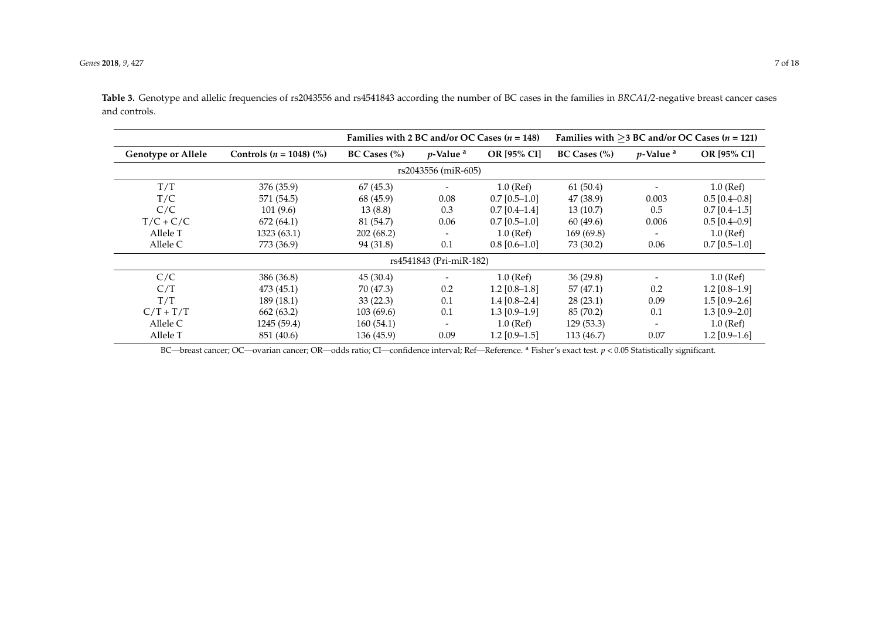**Table 3.** Genotype and allelic frequencies of rs2043556 and rs4541843 according the number of BC cases in the families in *BRCA1/2*-negative breast cancer cases and controls.

| | | Families with 2 BC and/or OC Cases ($n$ = 148) | | | Families with ≥3 BC and/or OC Cases ($n$ = 121) | | |
|---|---|---|---|---|---|---|---|
| **Genotype or Allele** | **Controls ($n$ = 1048) (%)** | **BC Cases (%)** | **$p$-Value [a]** | **OR [95% CI]** | **BC Cases (%)** | **$p$-Value [a]** | **OR [95% CI]** |
| rs2043556 (miR-605) | | | | | | | |
| T/T | 376 (35.9) | 67 (45.3) | - | 1.0 (Ref) | 61 (50.4) | - | 1.0 (Ref) |
| T/C | 571 (54.5) | 68 (45.9) | 0.08 | 0.7 [0.5–1.0] | 47 (38.9) | 0.003 | 0.5 [0.4–0.8] |
| C/C | 101 (9.6) | 13 (8.8) | 0.3 | 0.7 [0.4–1.4] | 13 (10.7) | 0.5 | 0.7 [0.4–1.5] |
| T/C + C/C | 672 (64.1) | 81 (54.7) | 0.06 | 0.7 [0.5–1.0] | 60 (49.6) | 0.006 | 0.5 [0.4–0.9] |
| Allele T | 1323 (63.1) | 202 (68.2) | - | 1.0 (Ref) | 169 (69.8) | - | 1.0 (Ref) |
| Allele C | 773 (36.9) | 94 (31.8) | 0.1 | 0.8 [0.6–1.0] | 73 (30.2) | 0.06 | 0.7 [0.5–1.0] |
| rs4541843 (Pri-miR-182) | | | | | | | |
| C/C | 386 (36.8) | 45 (30.4) | - | 1.0 (Ref) | 36 (29.8) | - | 1.0 (Ref) |
| C/T | 473 (45.1) | 70 (47.3) | 0.2 | 1.2 [0.8–1.8] | 57 (47.1) | 0.2 | 1.2 [0.8–1.9] |
| T/T | 189 (18.1) | 33 (22.3) | 0.1 | 1.4 [0.8–2.4] | 28 (23.1) | 0.09 | 1.5 [0.9–2.6] |
| C/T + T/T | 662 (63.2) | 103 (69.6) | 0.1 | 1.3 [0.9–1.9] | 85 (70.2) | 0.1 | 1.3 [0.9–2.0] |
| Allele C | 1245 (59.4) | 160 (54.1) | - | 1.0 (Ref) | 129 (53.3) | - | 1.0 (Ref) |
| Allele T | 851 (40.6) | 136 (45.9) | 0.09 | 1.2 [0.9–1.5] | 113 (46.7) | 0.07 | 1.2 [0.9–1.6] |

BC—breast cancer; OC—ovarian cancer; OR—odds ratio; CI—confidence interval; Ref—Reference. [a] Fisher's exact test. $p < 0.05$ Statistically significant.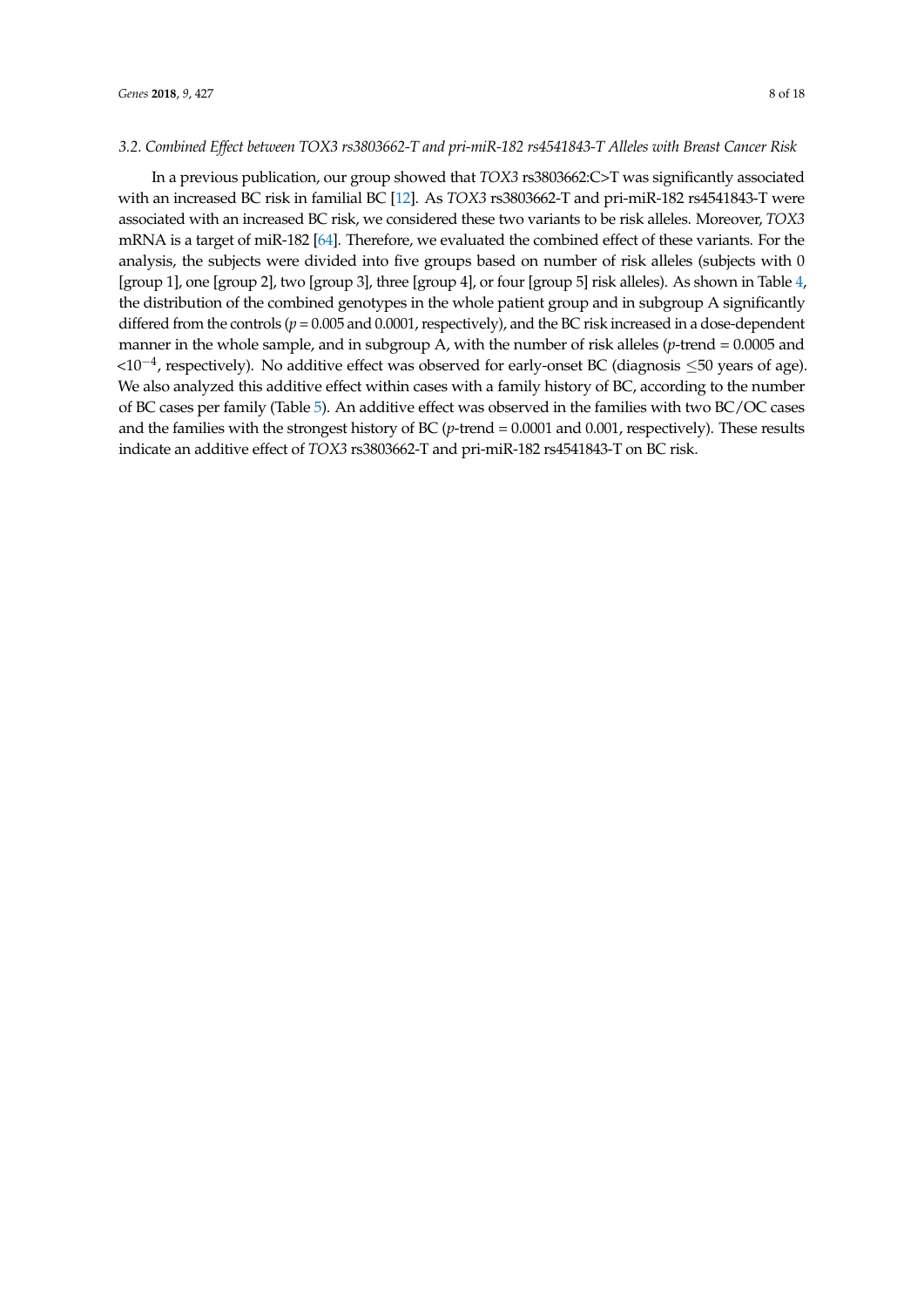### 3.2. Combined Effect between *TOX3* rs3803662-T and pri-miR-182 rs4541843-T Alleles with Breast Cancer Risk

In a previous publication, our group showed that *TOX3* rs3803662:C>T was significantly associated with an increased BC risk in familial BC [12]. As *TOX3* rs3803662-T and pri-miR-182 rs4541843-T were associated with an increased BC risk, we considered these two variants to be risk alleles. Moreover, *TOX3* mRNA is a target of miR-182 [64]. Therefore, we evaluated the combined effect of these variants. For the analysis, the subjects were divided into five groups based on number of risk alleles (subjects with 0 [group 1], one [group 2], two [group 3], three [group 4], or four [group 5] risk alleles). As shown in Table 4, the distribution of the combined genotypes in the whole patient group and in subgroup A significantly differed from the controls ($p = 0.005$ and 0.0001, respectively), and the BC risk increased in a dose-dependent manner in the whole sample, and in subgroup A, with the number of risk alleles (*p*-trend = 0.0005 and $<10^{-4}$, respectively). No additive effect was observed for early-onset BC (diagnosis $\leq$50 years of age). We also analyzed this additive effect within cases with a family history of BC, according to the number of BC cases per family (Table 5). An additive effect was observed in the families with two BC/OC cases and the families with the strongest history of BC (*p*-trend = 0.0001 and 0.001, respectively). These results indicate an additive effect of *TOX3* rs3803662-T and pri-miR-182 rs4541843-T on BC risk.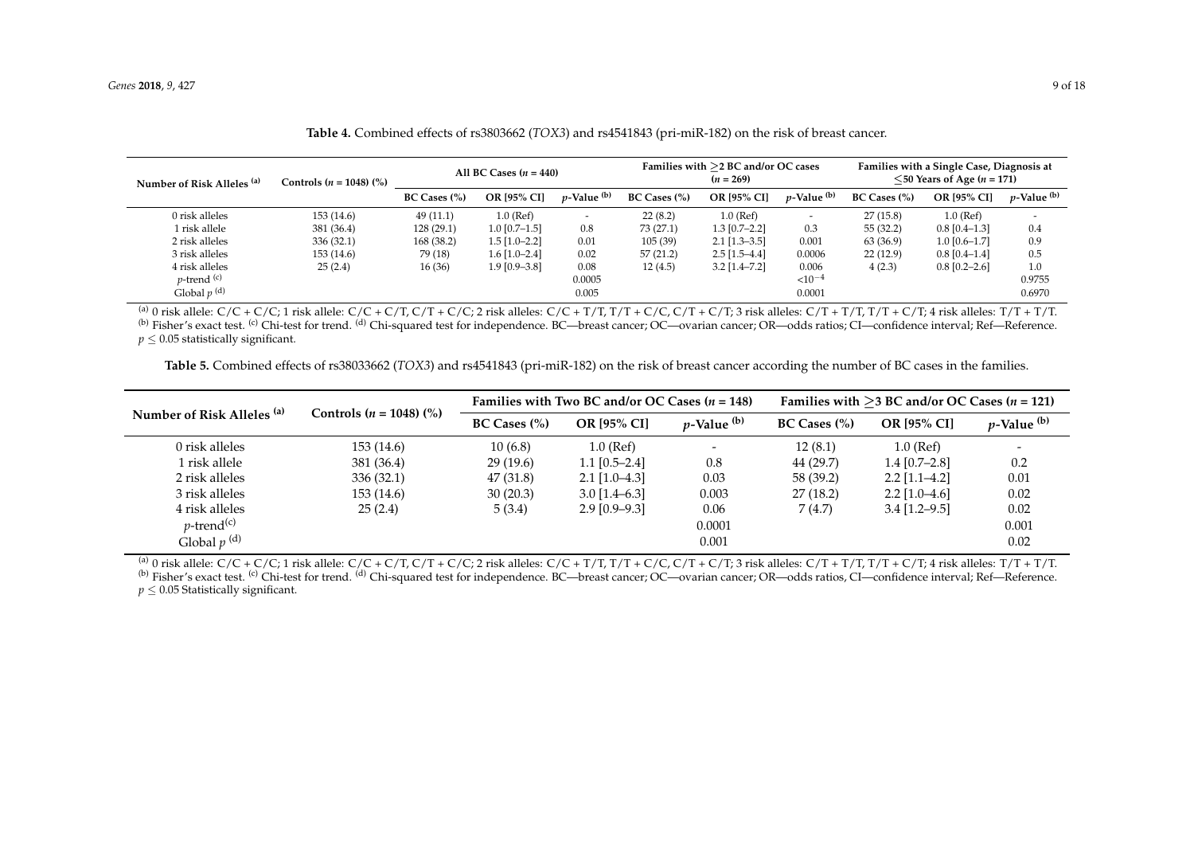**Table 4.** Combined effects of rs3803662 (*TOX3*) and rs4541843 (pri-miR-182) on the risk of breast cancer.

| Number of Risk Alleles [(a)] | Controls ($n$ = 1048) (%) | All BC Cases ($n$ = 440) | | | Families with ≥2 BC and/or OC cases ($n$ = 269) | | | Families with a Single Case, Diagnosis at ≤50 Years of Age ($n$ = 171) | | |
|---|---|---|---|---|---|---|---|---|---|---|
| | | BC Cases (%) | OR [95% CI] | $p$-Value [(b)] | BC Cases (%) | OR [95% CI] | $p$-Value [(b)] | BC Cases (%) | OR [95% CI] | $p$-Value [(b)] |
| 0 risk alleles | 153 (14.6) | 49 (11.1) | 1.0 (Ref) | - | 22 (8.2) | 1.0 (Ref) | - | 27 (15.8) | 1.0 (Ref) | - |
| 1 risk allele | 381 (36.4) | 128 (29.1) | 1.0 [0.7–1.5] | 0.8 | 73 (27.1) | 1.3 [0.7–2.2] | 0.3 | 55 (32.2) | 0.8 [0.4–1.3] | 0.4 |
| 2 risk alleles | 336 (32.1) | 168 (38.2) | 1.5 [1.0–2.2] | 0.01 | 105 (39) | 2.1 [1.3–3.5] | 0.001 | 63 (36.9) | 1.0 [0.6–1.7] | 0.9 |
| 3 risk alleles | 153 (14.6) | 79 (18) | 1.6 [1.0–2.4] | 0.02 | 57 (21.2) | 2.5 [1.5–4.4] | 0.0006 | 22 (12.9) | 0.8 [0.4–1.4] | 0.5 |
| 4 risk alleles | 25 (2.4) | 16 (36) | 1.9 [0.9–3.8] | 0.08 | 12 (4.5) | 3.2 [1.4–7.2] | 0.006 | 4 (2.3) | 0.8 [0.2–2.6] | 1.0 |
| $p$-trend [(c)] | | | | 0.0005 | | | $<10^{-4}$ | | | 0.9755 |
| Global $p$ [(d)] | | | | 0.005 | | | 0.0001 | | | 0.6970 |

[(a)] 0 risk allele: C/C + C/C; 1 risk allele: C/C + C/T, C/T + C/C; 2 risk alleles: C/C + T/T, T/T + C/C, C/T + C/T; 3 risk alleles: C/T + T/T, T/T + C/T; 4 risk alleles: T/T + T/T. [(b)] Fisher's exact test. [(c)] Chi-test for trend. [(d)] Chi-squared test for independence. BC—breast cancer; OC—ovarian cancer; OR—odds ratios; CI—confidence interval; Ref—Reference. $p \leq 0.05$ statistically significant.

**Table 5.** Combined effects of rs38033662 (*TOX3*) and rs4541843 (pri-miR-182) on the risk of breast cancer according the number of BC cases in the families.

| Number of Risk Alleles [(a)] | Controls ($n$ = 1048) (%) | Families with Two BC and/or OC Cases ($n$ = 148) | | | Families with ≥3 BC and/or OC Cases ($n$ = 121) | | |
|---|---|---|---|---|---|---|---|
| | | BC Cases (%) | OR [95% CI] | $p$-Value [(b)] | BC Cases (%) | OR [95% CI] | $p$-Value [(b)] |
| 0 risk alleles | 153 (14.6) | 10 (6.8) | 1.0 (Ref) | - | 12 (8.1) | 1.0 (Ref) | - |
| 1 risk allele | 381 (36.4) | 29 (19.6) | 1.1 [0.5–2.4] | 0.8 | 44 (29.7) | 1.4 [0.7–2.8] | 0.2 |
| 2 risk alleles | 336 (32.1) | 47 (31.8) | 2.1 [1.0–4.3] | 0.03 | 58 (39.2) | 2.2 [1.1–4.2] | 0.01 |
| 3 risk alleles | 153 (14.6) | 30 (20.3) | 3.0 [1.4–6.3] | 0.003 | 27 (18.2) | 2.2 [1.0–4.6] | 0.02 |
| 4 risk alleles | 25 (2.4) | 5 (3.4) | 2.9 [0.9–9.3] | 0.06 | 7 (4.7) | 3.4 [1.2–9.5] | 0.02 |
| $p$-trend[(c)] | | | | 0.0001 | | | 0.001 |
| Global $p$ [(d)] | | | | 0.001 | | | 0.02 |

[(a)] 0 risk allele: C/C + C/C; 1 risk allele: C/C + C/T, C/T + C/C; 2 risk alleles: C/C + T/T, T/T + C/C, C/T + C/T; 3 risk alleles: C/T + T/T, T/T + C/T; 4 risk alleles: T/T + T/T. [(b)] Fisher's exact test. [(c)] Chi-test for trend. [(d)] Chi-squared test for independence. BC—breast cancer; OC—ovarian cancer; OR—odds ratios, CI—confidence interval; Ref—Reference. $p \leq 0.05$ Statistically significant.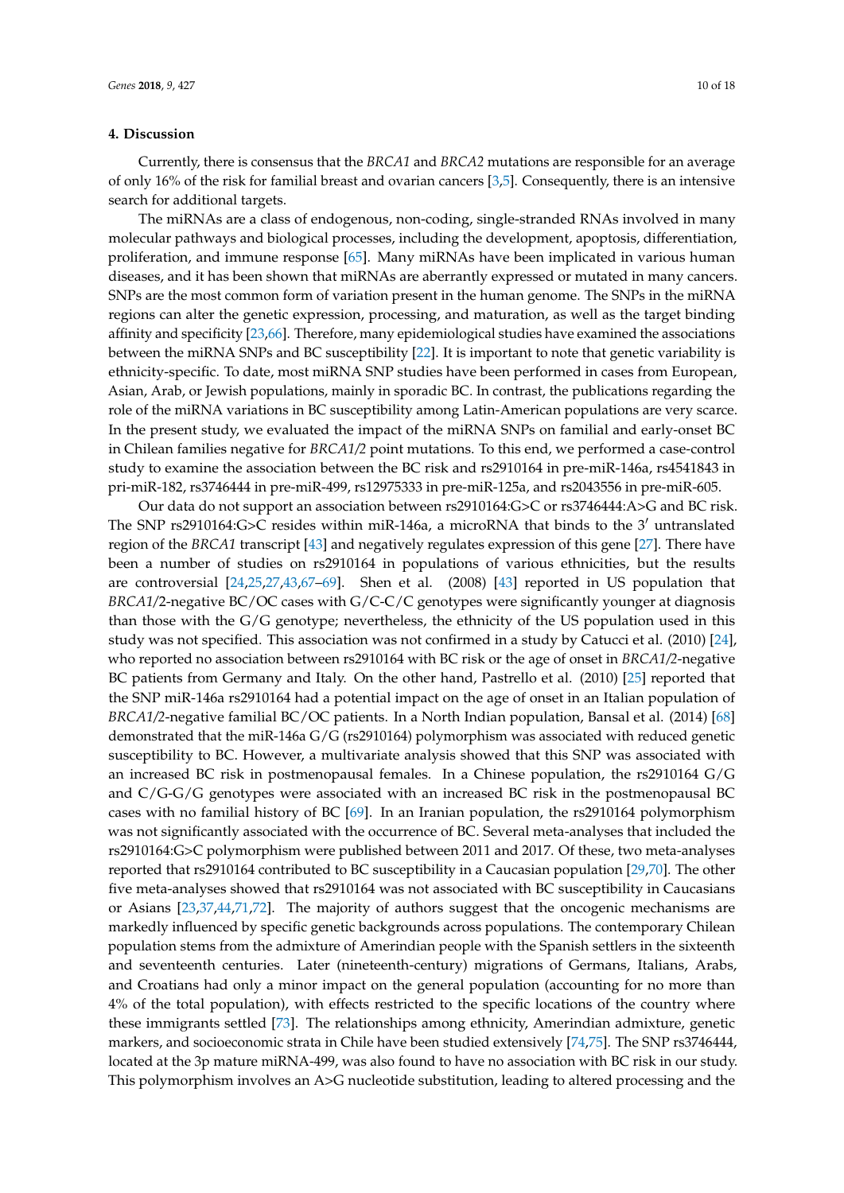## 4. Discussion

Currently, there is consensus that the *BRCA1* and *BRCA2* mutations are responsible for an average of only 16% of the risk for familial breast and ovarian cancers [3,5]. Consequently, there is an intensive search for additional targets.

The miRNAs are a class of endogenous, non-coding, single-stranded RNAs involved in many molecular pathways and biological processes, including the development, apoptosis, differentiation, proliferation, and immune response [65]. Many miRNAs have been implicated in various human diseases, and it has been shown that miRNAs are aberrantly expressed or mutated in many cancers. SNPs are the most common form of variation present in the human genome. The SNPs in the miRNA regions can alter the genetic expression, processing, and maturation, as well as the target binding affinity and specificity [23,66]. Therefore, many epidemiological studies have examined the associations between the miRNA SNPs and BC susceptibility [22]. It is important to note that genetic variability is ethnicity-specific. To date, most miRNA SNP studies have been performed in cases from European, Asian, Arab, or Jewish populations, mainly in sporadic BC. In contrast, the publications regarding the role of the miRNA variations in BC susceptibility among Latin-American populations are very scarce. In the present study, we evaluated the impact of the miRNA SNPs on familial and early-onset BC in Chilean families negative for *BRCA1/2* point mutations. To this end, we performed a case-control study to examine the association between the BC risk and rs2910164 in pre-miR-146a, rs4541843 in pri-miR-182, rs3746444 in pre-miR-499, rs12975333 in pre-miR-125a, and rs2043556 in pre-miR-605.

Our data do not support an association between rs2910164:G>C or rs3746444:A>G and BC risk. The SNP rs2910164:G>C resides within miR-146a, a microRNA that binds to the 3′ untranslated region of the *BRCA1* transcript [43] and negatively regulates expression of this gene [27]. There have been a number of studies on rs2910164 in populations of various ethnicities, but the results are controversial [24,25,27,43,67–69]. Shen et al. (2008) [43] reported in US population that *BRCA1*/2-negative BC/OC cases with G/C-C/C genotypes were significantly younger at diagnosis than those with the G/G genotype; nevertheless, the ethnicity of the US population used in this study was not specified. This association was not confirmed in a study by Catucci et al. (2010) [24], who reported no association between rs2910164 with BC risk or the age of onset in *BRCA1/2*-negative BC patients from Germany and Italy. On the other hand, Pastrello et al. (2010) [25] reported that the SNP miR-146a rs2910164 had a potential impact on the age of onset in an Italian population of *BRCA1/2*-negative familial BC/OC patients. In a North Indian population, Bansal et al. (2014) [68] demonstrated that the miR-146a G/G (rs2910164) polymorphism was associated with reduced genetic susceptibility to BC. However, a multivariate analysis showed that this SNP was associated with an increased BC risk in postmenopausal females. In a Chinese population, the rs2910164 G/G and C/G-G/G genotypes were associated with an increased BC risk in the postmenopausal BC cases with no familial history of BC [69]. In an Iranian population, the rs2910164 polymorphism was not significantly associated with the occurrence of BC. Several meta-analyses that included the rs2910164:G>C polymorphism were published between 2011 and 2017. Of these, two meta-analyses reported that rs2910164 contributed to BC susceptibility in a Caucasian population [29,70]. The other five meta-analyses showed that rs2910164 was not associated with BC susceptibility in Caucasians or Asians [23,37,44,71,72]. The majority of authors suggest that the oncogenic mechanisms are markedly influenced by specific genetic backgrounds across populations. The contemporary Chilean population stems from the admixture of Amerindian people with the Spanish settlers in the sixteenth and seventeenth centuries. Later (nineteenth-century) migrations of Germans, Italians, Arabs, and Croatians had only a minor impact on the general population (accounting for no more than 4% of the total population), with effects restricted to the specific locations of the country where these immigrants settled [73]. The relationships among ethnicity, Amerindian admixture, genetic markers, and socioeconomic strata in Chile have been studied extensively [74,75]. The SNP rs3746444, located at the 3p mature miRNA-499, was also found to have no association with BC risk in our study. This polymorphism involves an A>G nucleotide substitution, leading to altered processing and the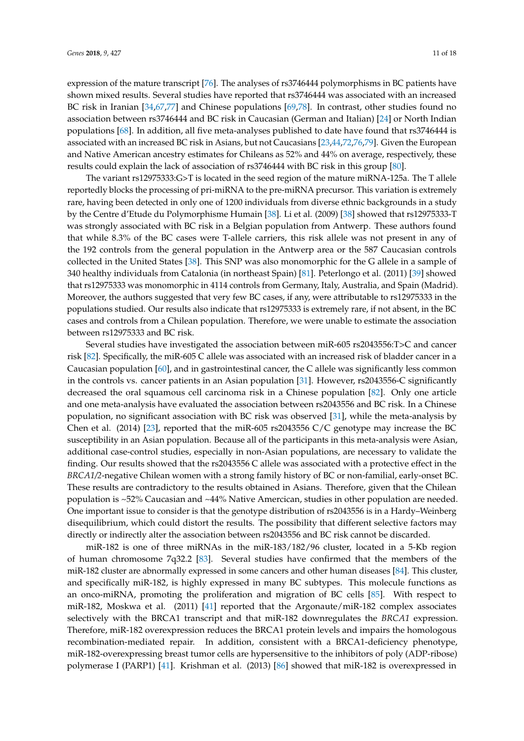expression of the mature transcript [76]. The analyses of rs3746444 polymorphisms in BC patients have shown mixed results. Several studies have reported that rs3746444 was associated with an increased BC risk in Iranian [34,67,77] and Chinese populations [69,78]. In contrast, other studies found no association between rs3746444 and BC risk in Caucasian (German and Italian) [24] or North Indian populations [68]. In addition, all five meta-analyses published to date have found that rs3746444 is associated with an increased BC risk in Asians, but not Caucasians [23,44,72,76,79]. Given the European and Native American ancestry estimates for Chileans as 52% and 44% on average, respectively, these results could explain the lack of association of rs3746444 with BC risk in this group [80].

The variant rs12975333:G>T is located in the seed region of the mature miRNA-125a. The T allele reportedly blocks the processing of pri-miRNA to the pre-miRNA precursor. This variation is extremely rare, having been detected in only one of 1200 individuals from diverse ethnic backgrounds in a study by the Centre d'Etude du Polymorphisme Humain [38]. Li et al. (2009) [38] showed that rs12975333-T was strongly associated with BC risk in a Belgian population from Antwerp. These authors found that while 8.3% of the BC cases were T-allele carriers, this risk allele was not present in any of the 192 controls from the general population in the Antwerp area or the 587 Caucasian controls collected in the United States [38]. This SNP was also monomorphic for the G allele in a sample of 340 healthy individuals from Catalonia (in northeast Spain) [81]. Peterlongo et al. (2011) [39] showed that rs12975333 was monomorphic in 4114 controls from Germany, Italy, Australia, and Spain (Madrid). Moreover, the authors suggested that very few BC cases, if any, were attributable to rs12975333 in the populations studied. Our results also indicate that rs12975333 is extremely rare, if not absent, in the BC cases and controls from a Chilean population. Therefore, we were unable to estimate the association between rs12975333 and BC risk.

Several studies have investigated the association between miR-605 rs2043556:T>C and cancer risk [82]. Specifically, the miR-605 C allele was associated with an increased risk of bladder cancer in a Caucasian population [60], and in gastrointestinal cancer, the C allele was significantly less common in the controls vs. cancer patients in an Asian population [31]. However, rs2043556-C significantly decreased the oral squamous cell carcinoma risk in a Chinese population [82]. Only one article and one meta-analysis have evaluated the association between rs2043556 and BC risk. In a Chinese population, no significant association with BC risk was observed [31], while the meta-analysis by Chen et al. (2014) [23], reported that the miR-605 rs2043556 C/C genotype may increase the BC susceptibility in an Asian population. Because all of the participants in this meta-analysis were Asian, additional case-control studies, especially in non-Asian populations, are necessary to validate the finding. Our results showed that the rs2043556 C allele was associated with a protective effect in the *BRCA1/2*-negative Chilean women with a strong family history of BC or non-familial, early-onset BC. These results are contradictory to the results obtained in Asians. Therefore, given that the Chilean population is ~52% Caucasian and ~44% Native Amercican, studies in other population are needed. One important issue to consider is that the genotype distribution of rs2043556 is in a Hardy–Weinberg disequilibrium, which could distort the results. The possibility that different selective factors may directly or indirectly alter the association between rs2043556 and BC risk cannot be discarded.

miR-182 is one of three miRNAs in the miR-183/182/96 cluster, located in a 5-Kb region of human chromosome 7q32.2 [83]. Several studies have confirmed that the members of the miR-182 cluster are abnormally expressed in some cancers and other human diseases [84]. This cluster, and specifically miR-182, is highly expressed in many BC subtypes. This molecule functions as an onco-miRNA, promoting the proliferation and migration of BC cells [85]. With respect to miR-182, Moskwa et al. (2011) [41] reported that the Argonaute/miR-182 complex associates selectively with the BRCA1 transcript and that miR-182 downregulates the *BRCA1* expression. Therefore, miR-182 overexpression reduces the BRCA1 protein levels and impairs the homologous recombination-mediated repair. In addition, consistent with a BRCA1-deficiency phenotype, miR-182-overexpressing breast tumor cells are hypersensitive to the inhibitors of poly (ADP-ribose) polymerase I (PARP1) [41]. Krishman et al. (2013) [86] showed that miR-182 is overexpressed in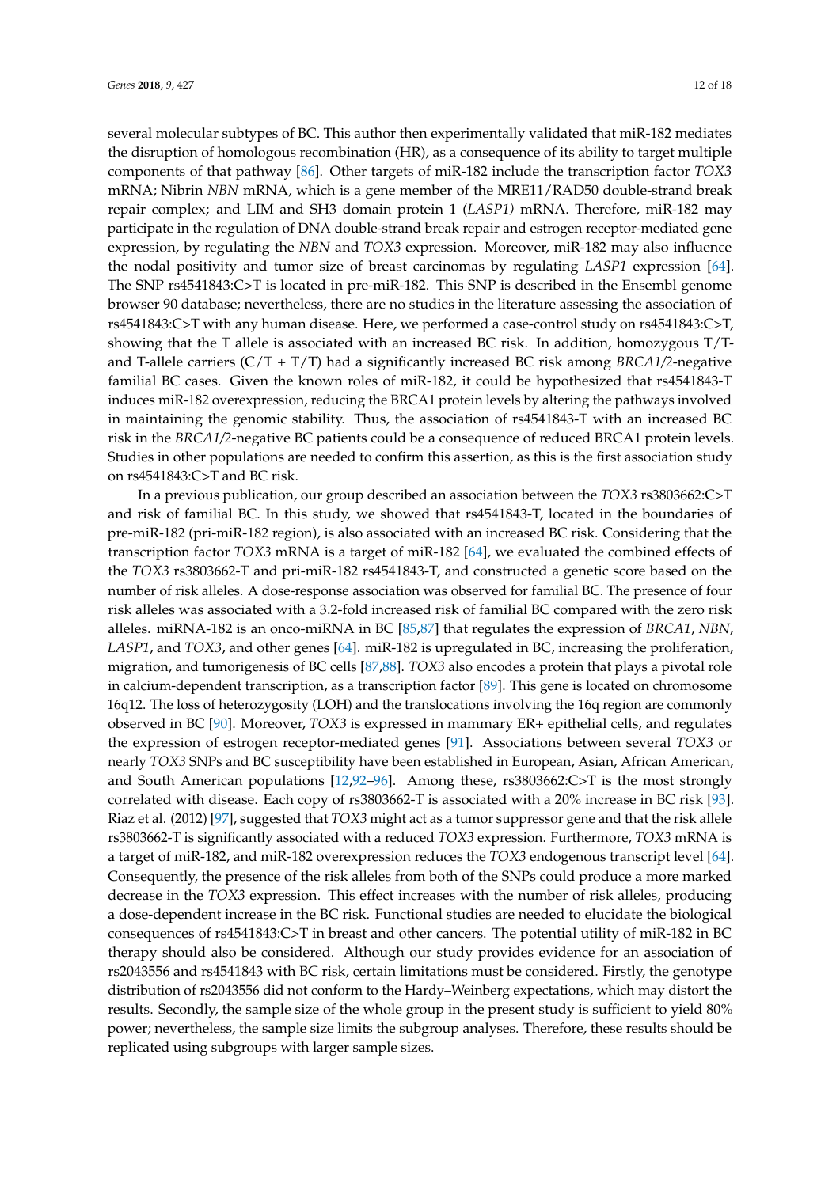several molecular subtypes of BC. This author then experimentally validated that miR-182 mediates the disruption of homologous recombination (HR), as a consequence of its ability to target multiple components of that pathway [86]. Other targets of miR-182 include the transcription factor *TOX3* mRNA; Nibrin *NBN* mRNA, which is a gene member of the MRE11/RAD50 double-strand break repair complex; and LIM and SH3 domain protein 1 (*LASP1)* mRNA. Therefore, miR-182 may participate in the regulation of DNA double-strand break repair and estrogen receptor-mediated gene expression, by regulating the *NBN* and *TOX3* expression. Moreover, miR-182 may also influence the nodal positivity and tumor size of breast carcinomas by regulating *LASP1* expression [64]. The SNP rs4541843:C>T is located in pre-miR-182. This SNP is described in the Ensembl genome browser 90 database; nevertheless, there are no studies in the literature assessing the association of rs4541843:C>T with any human disease. Here, we performed a case-control study on rs4541843:C>T, showing that the T allele is associated with an increased BC risk. In addition, homozygous T/T- and T-allele carriers (C/T + T/T) had a significantly increased BC risk among *BRCA1/2*-negative familial BC cases. Given the known roles of miR-182, it could be hypothesized that rs4541843-T induces miR-182 overexpression, reducing the BRCA1 protein levels by altering the pathways involved in maintaining the genomic stability. Thus, the association of rs4541843-T with an increased BC risk in the *BRCA1/2*-negative BC patients could be a consequence of reduced BRCA1 protein levels. Studies in other populations are needed to confirm this assertion, as this is the first association study on rs4541843:C>T and BC risk.

In a previous publication, our group described an association between the *TOX3* rs3803662:C>T and risk of familial BC. In this study, we showed that rs4541843-T, located in the boundaries of pre-miR-182 (pri-miR-182 region), is also associated with an increased BC risk. Considering that the transcription factor *TOX3* mRNA is a target of miR-182 [64], we evaluated the combined effects of the *TOX3* rs3803662-T and pri-miR-182 rs4541843-T, and constructed a genetic score based on the number of risk alleles. A dose-response association was observed for familial BC. The presence of four risk alleles was associated with a 3.2-fold increased risk of familial BC compared with the zero risk alleles. miRNA-182 is an onco-miRNA in BC [85,87] that regulates the expression of *BRCA1*, *NBN*, *LASP1*, and *TOX3*, and other genes [64]. miR-182 is upregulated in BC, increasing the proliferation, migration, and tumorigenesis of BC cells [87,88]. *TOX3* also encodes a protein that plays a pivotal role in calcium-dependent transcription, as a transcription factor [89]. This gene is located on chromosome 16q12. The loss of heterozygosity (LOH) and the translocations involving the 16q region are commonly observed in BC [90]. Moreover, *TOX3* is expressed in mammary ER+ epithelial cells, and regulates the expression of estrogen receptor-mediated genes [91]. Associations between several *TOX3* or nearly *TOX3* SNPs and BC susceptibility have been established in European, Asian, African American, and South American populations [12,92–96]. Among these, rs3803662:C>T is the most strongly correlated with disease. Each copy of rs3803662-T is associated with a 20% increase in BC risk [93]. Riaz et al. (2012) [97], suggested that *TOX3* might act as a tumor suppressor gene and that the risk allele rs3803662-T is significantly associated with a reduced *TOX3* expression. Furthermore, *TOX3* mRNA is a target of miR-182, and miR-182 overexpression reduces the *TOX3* endogenous transcript level [64]. Consequently, the presence of the risk alleles from both of the SNPs could produce a more marked decrease in the *TOX3* expression. This effect increases with the number of risk alleles, producing a dose-dependent increase in the BC risk. Functional studies are needed to elucidate the biological consequences of rs4541843:C>T in breast and other cancers. The potential utility of miR-182 in BC therapy should also be considered. Although our study provides evidence for an association of rs2043556 and rs4541843 with BC risk, certain limitations must be considered. Firstly, the genotype distribution of rs2043556 did not conform to the Hardy–Weinberg expectations, which may distort the results. Secondly, the sample size of the whole group in the present study is sufficient to yield 80% power; nevertheless, the sample size limits the subgroup analyses. Therefore, these results should be replicated using subgroups with larger sample sizes.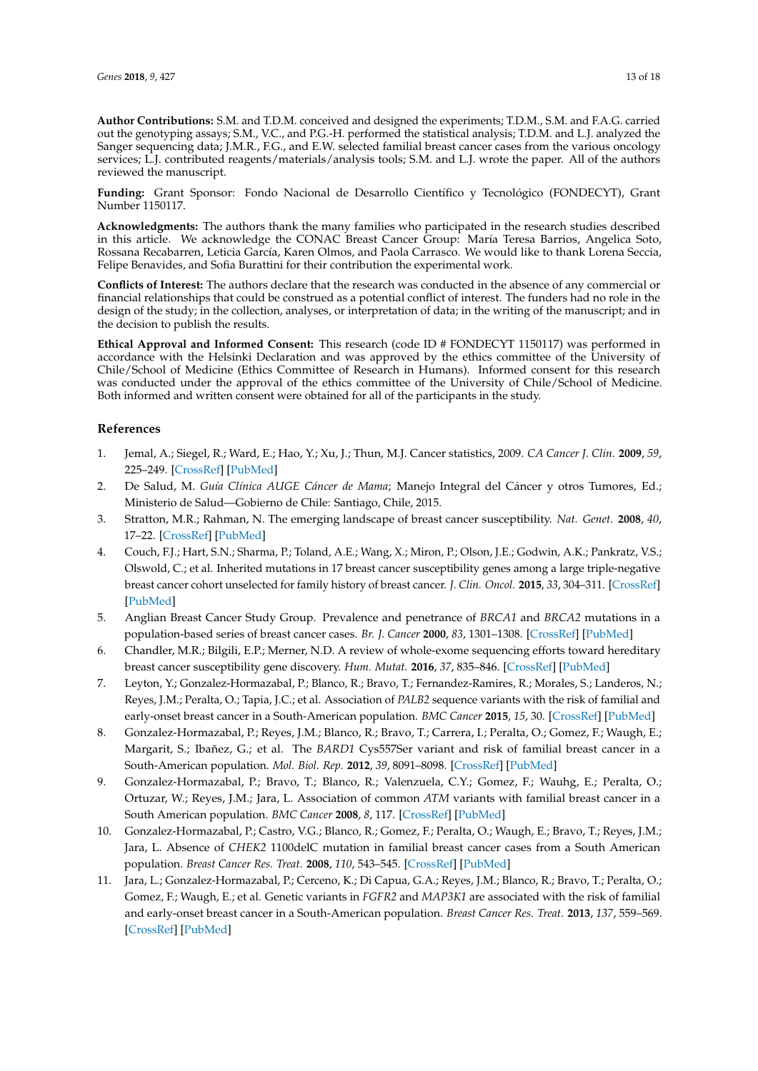**Author Contributions:** S.M. and T.D.M. conceived and designed the experiments; T.D.M., S.M. and F.A.G. carried out the genotyping assays; S.M., V.C., and P.G.-H. performed the statistical analysis; T.D.M. and L.J. analyzed the Sanger sequencing data; J.M.R., F.G., and E.W. selected familial breast cancer cases from the various oncology services; L.J. contributed reagents/materials/analysis tools; S.M. and L.J. wrote the paper. All of the authors reviewed the manuscript.

**Funding:** Grant Sponsor: Fondo Nacional de Desarrollo Científico y Tecnológico (FONDECYT), Grant Number 1150117.

**Acknowledgments:** The authors thank the many families who participated in the research studies described in this article. We acknowledge the CONAC Breast Cancer Group: María Teresa Barrios, Angelica Soto, Rossana Recabarren, Leticia García, Karen Olmos, and Paola Carrasco. We would like to thank Lorena Seccia, Felipe Benavides, and Sofia Burattini for their contribution the experimental work.

**Conflicts of Interest:** The authors declare that the research was conducted in the absence of any commercial or financial relationships that could be construed as a potential conflict of interest. The funders had no role in the design of the study; in the collection, analyses, or interpretation of data; in the writing of the manuscript; and in the decision to publish the results.

**Ethical Approval and Informed Consent:** This research (code ID # FONDECYT 1150117) was performed in accordance with the Helsinki Declaration and was approved by the ethics committee of the University of Chile/School of Medicine (Ethics Committee of Research in Humans). Informed consent for this research was conducted under the approval of the ethics committee of the University of Chile/School of Medicine. Both informed and written consent were obtained for all of the participants in the study.

## References

1. Jemal, A.; Siegel, R.; Ward, E.; Hao, Y.; Xu, J.; Thun, M.J. Cancer statistics, 2009. *CA Cancer J. Clin.* **2009**, *59*, 225–249. [CrossRef] [PubMed]
2. De Salud, M. *Guía Clínica AUGE Cáncer de Mama*; Manejo Integral del Cáncer y otros Tumores, Ed.; Ministerio de Salud—Gobierno de Chile: Santiago, Chile, 2015.
3. Stratton, M.R.; Rahman, N. The emerging landscape of breast cancer susceptibility. *Nat. Genet.* **2008**, *40*, 17–22. [CrossRef] [PubMed]
4. Couch, F.J.; Hart, S.N.; Sharma, P.; Toland, A.E.; Wang, X.; Miron, P.; Olson, J.E.; Godwin, A.K.; Pankratz, V.S.; Olswold, C.; et al. Inherited mutations in 17 breast cancer susceptibility genes among a large triple-negative breast cancer cohort unselected for family history of breast cancer. *J. Clin. Oncol.* **2015**, *33*, 304–311. [CrossRef] [PubMed]
5. Anglian Breast Cancer Study Group. Prevalence and penetrance of *BRCA1* and *BRCA2* mutations in a population-based series of breast cancer cases. *Br. J. Cancer* **2000**, *83*, 1301–1308. [CrossRef] [PubMed]
6. Chandler, M.R.; Bilgili, E.P.; Merner, N.D. A review of whole-exome sequencing efforts toward hereditary breast cancer susceptibility gene discovery. *Hum. Mutat.* **2016**, *37*, 835–846. [CrossRef] [PubMed]
7. Leyton, Y.; Gonzalez-Hormazabal, P.; Blanco, R.; Bravo, T.; Fernandez-Ramires, R.; Morales, S.; Landeros, N.; Reyes, J.M.; Peralta, O.; Tapia, J.C.; et al. Association of *PALB2* sequence variants with the risk of familial and early-onset breast cancer in a South-American population. *BMC Cancer* **2015**, *15*, 30. [CrossRef] [PubMed]
8. Gonzalez-Hormazabal, P.; Reyes, J.M.; Blanco, R.; Bravo, T.; Carrera, I.; Peralta, O.; Gomez, F.; Waugh, E.; Margarit, S.; Ibañez, G.; et al. The *BARD1* Cys557Ser variant and risk of familial breast cancer in a South-American population. *Mol. Biol. Rep.* **2012**, *39*, 8091–8098. [CrossRef] [PubMed]
9. Gonzalez-Hormazabal, P.; Bravo, T.; Blanco, R.; Valenzuela, C.Y.; Gomez, F.; Wauhg, E.; Peralta, O.; Ortuzar, W.; Reyes, J.M.; Jara, L. Association of common *ATM* variants with familial breast cancer in a South American population. *BMC Cancer* **2008**, *8*, 117. [CrossRef] [PubMed]
10. Gonzalez-Hormazabal, P.; Castro, V.G.; Blanco, R.; Gomez, F.; Peralta, O.; Waugh, E.; Bravo, T.; Reyes, J.M.; Jara, L. Absence of *CHEK2* 1100delC mutation in familial breast cancer cases from a South American population. *Breast Cancer Res. Treat.* **2008**, *110*, 543–545. [CrossRef] [PubMed]
11. Jara, L.; Gonzalez-Hormazabal, P.; Cerceno, K.; Di Capua, G.A.; Reyes, J.M.; Blanco, R.; Bravo, T.; Peralta, O.; Gomez, F.; Waugh, E.; et al. Genetic variants in *FGFR2* and *MAP3K1* are associated with the risk of familial and early-onset breast cancer in a South-American population. *Breast Cancer Res. Treat.* **2013**, *137*, 559–569. [CrossRef] [PubMed]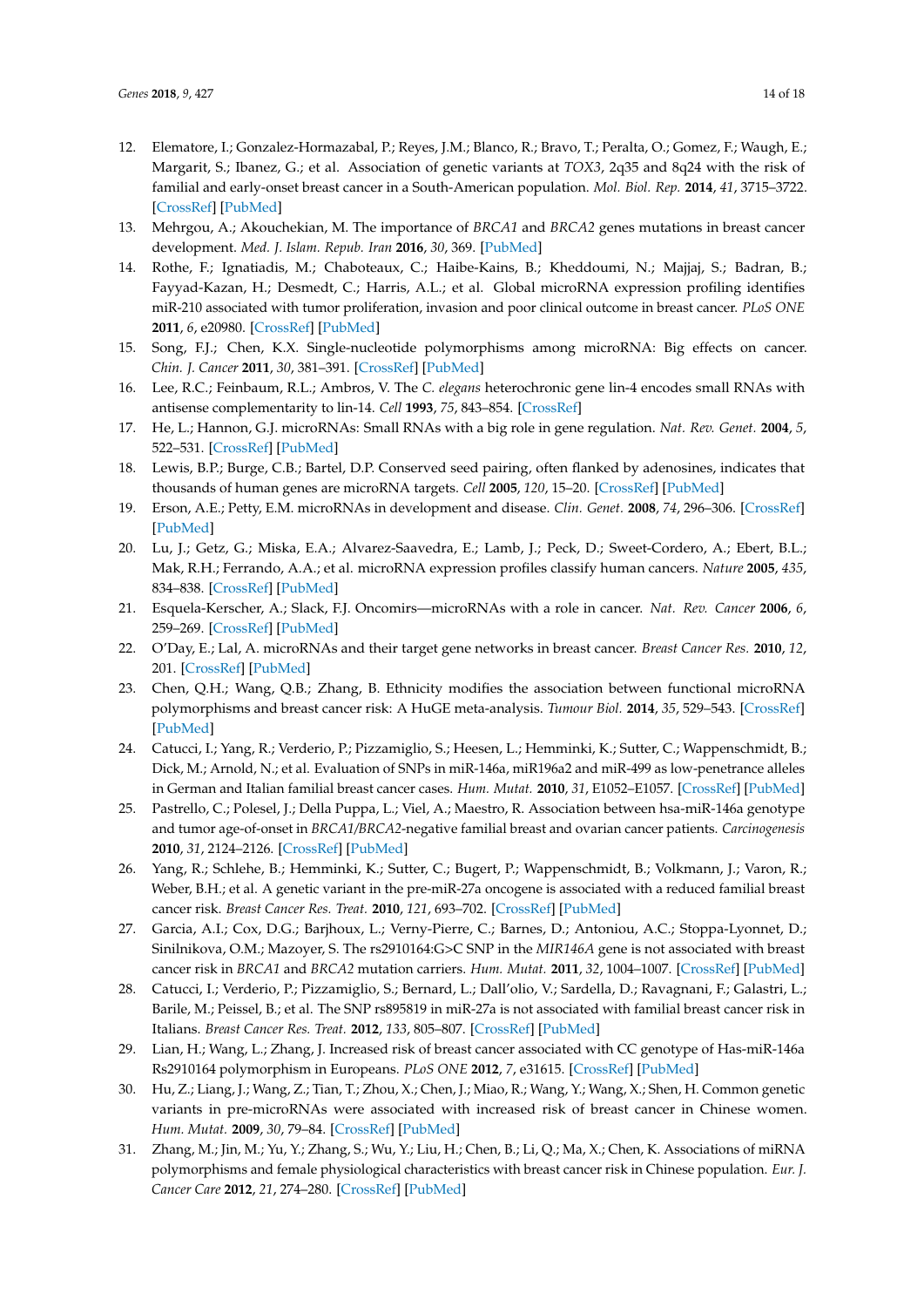12. Elematore, I.; Gonzalez-Hormazabal, P.; Reyes, J.M.; Blanco, R.; Bravo, T.; Peralta, O.; Gomez, F.; Waugh, E.; Margarit, S.; Ibanez, G.; et al. Association of genetic variants at *TOX3*, 2q35 and 8q24 with the risk of familial and early-onset breast cancer in a South-American population. *Mol. Biol. Rep.* **2014**, *41*, 3715–3722. [CrossRef] [PubMed]
13. Mehrgou, A.; Akouchekian, M. The importance of *BRCA1* and *BRCA2* genes mutations in breast cancer development. *Med. J. Islam. Repub. Iran* **2016**, *30*, 369. [PubMed]
14. Rothe, F.; Ignatiadis, M.; Chaboteaux, C.; Haibe-Kains, B.; Kheddoumi, N.; Majjaj, S.; Badran, B.; Fayyad-Kazan, H.; Desmedt, C.; Harris, A.L.; et al. Global microRNA expression profiling identifies miR-210 associated with tumor proliferation, invasion and poor clinical outcome in breast cancer. *PLoS ONE* **2011**, *6*, e20980. [CrossRef] [PubMed]
15. Song, F.J.; Chen, K.X. Single-nucleotide polymorphisms among microRNA: Big effects on cancer. *Chin. J. Cancer* **2011**, *30*, 381–391. [CrossRef] [PubMed]
16. Lee, R.C.; Feinbaum, R.L.; Ambros, V. The *C. elegans* heterochronic gene lin-4 encodes small RNAs with antisense complementarity to lin-14. *Cell* **1993**, *75*, 843–854. [CrossRef]
17. He, L.; Hannon, G.J. microRNAs: Small RNAs with a big role in gene regulation. *Nat. Rev. Genet.* **2004**, *5*, 522–531. [CrossRef] [PubMed]
18. Lewis, B.P.; Burge, C.B.; Bartel, D.P. Conserved seed pairing, often flanked by adenosines, indicates that thousands of human genes are microRNA targets. *Cell* **2005**, *120*, 15–20. [CrossRef] [PubMed]
19. Erson, A.E.; Petty, E.M. microRNAs in development and disease. *Clin. Genet.* **2008**, *74*, 296–306. [CrossRef] [PubMed]
20. Lu, J.; Getz, G.; Miska, E.A.; Alvarez-Saavedra, E.; Lamb, J.; Peck, D.; Sweet-Cordero, A.; Ebert, B.L.; Mak, R.H.; Ferrando, A.A.; et al. microRNA expression profiles classify human cancers. *Nature* **2005**, *435*, 834–838. [CrossRef] [PubMed]
21. Esquela-Kerscher, A.; Slack, F.J. Oncomirs—microRNAs with a role in cancer. *Nat. Rev. Cancer* **2006**, *6*, 259–269. [CrossRef] [PubMed]
22. O'Day, E.; Lal, A. microRNAs and their target gene networks in breast cancer. *Breast Cancer Res.* **2010**, *12*, 201. [CrossRef] [PubMed]
23. Chen, Q.H.; Wang, Q.B.; Zhang, B. Ethnicity modifies the association between functional microRNA polymorphisms and breast cancer risk: A HuGE meta-analysis. *Tumour Biol.* **2014**, *35*, 529–543. [CrossRef] [PubMed]
24. Catucci, I.; Yang, R.; Verderio, P.; Pizzamiglio, S.; Heesen, L.; Hemminki, K.; Sutter, C.; Wappenschmidt, B.; Dick, M.; Arnold, N.; et al. Evaluation of SNPs in miR-146a, miR196a2 and miR-499 as low-penetrance alleles in German and Italian familial breast cancer cases. *Hum. Mutat.* **2010**, *31*, E1052–E1057. [CrossRef] [PubMed]
25. Pastrello, C.; Polesel, J.; Della Puppa, L.; Viel, A.; Maestro, R. Association between hsa-miR-146a genotype and tumor age-of-onset in *BRCA1/BRCA2*-negative familial breast and ovarian cancer patients. *Carcinogenesis* **2010**, *31*, 2124–2126. [CrossRef] [PubMed]
26. Yang, R.; Schlehe, B.; Hemminki, K.; Sutter, C.; Bugert, P.; Wappenschmidt, B.; Volkmann, J.; Varon, R.; Weber, B.H.; et al. A genetic variant in the pre-miR-27a oncogene is associated with a reduced familial breast cancer risk. *Breast Cancer Res. Treat.* **2010**, *121*, 693–702. [CrossRef] [PubMed]
27. Garcia, A.I.; Cox, D.G.; Barjhoux, L.; Verny-Pierre, C.; Barnes, D.; Antoniou, A.C.; Stoppa-Lyonnet, D.; Sinilnikova, O.M.; Mazoyer, S. The rs2910164:G>C SNP in the *MIR146A* gene is not associated with breast cancer risk in *BRCA1* and *BRCA2* mutation carriers. *Hum. Mutat.* **2011**, *32*, 1004–1007. [CrossRef] [PubMed]
28. Catucci, I.; Verderio, P.; Pizzamiglio, S.; Bernard, L.; Dall'olio, V.; Sardella, D.; Ravagnani, F.; Galastri, L.; Barile, M.; Peissel, B.; et al. The SNP rs895819 in miR-27a is not associated with familial breast cancer risk in Italians. *Breast Cancer Res. Treat.* **2012**, *133*, 805–807. [CrossRef] [PubMed]
29. Lian, H.; Wang, L.; Zhang, J. Increased risk of breast cancer associated with CC genotype of Has-miR-146a Rs2910164 polymorphism in Europeans. *PLoS ONE* **2012**, *7*, e31615. [CrossRef] [PubMed]
30. Hu, Z.; Liang, J.; Wang, Z.; Tian, T.; Zhou, X.; Chen, J.; Miao, R.; Wang, Y.; Wang, X.; Shen, H. Common genetic variants in pre-microRNAs were associated with increased risk of breast cancer in Chinese women. *Hum. Mutat.* **2009**, *30*, 79–84. [CrossRef] [PubMed]
31. Zhang, M.; Jin, M.; Yu, Y.; Zhang, S.; Wu, Y.; Liu, H.; Chen, B.; Li, Q.; Ma, X.; Chen, K. Associations of miRNA polymorphisms and female physiological characteristics with breast cancer risk in Chinese population. *Eur. J. Cancer Care* **2012**, *21*, 274–280. [CrossRef] [PubMed]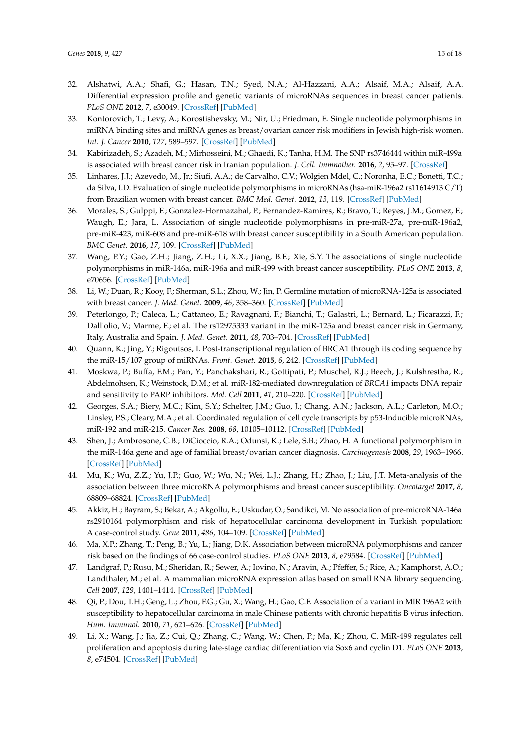32. Alshatwi, A.A.; Shafi, G.; Hasan, T.N.; Syed, N.A.; Al-Hazzani, A.A.; Alsaif, M.A.; Alsaif, A.A. Differential expression profile and genetic variants of microRNAs sequences in breast cancer patients. *PLoS ONE* **2012**, *7*, e30049. [CrossRef] [PubMed]
33. Kontorovich, T.; Levy, A.; Korostishevsky, M.; Nir, U.; Friedman, E. Single nucleotide polymorphisms in miRNA binding sites and miRNA genes as breast/ovarian cancer risk modifiers in Jewish high-risk women. *Int. J. Cancer* **2010**, *127*, 589–597. [CrossRef] [PubMed]
34. Kabirizadeh, S.; Azadeh, M.; Mirhosseini, M.; Ghaedi, K.; Tanha, H.M. The SNP rs3746444 within miR-499a is associated with breast cancer risk in Iranian population. *J. Cell. Immnother.* **2016**, *2*, 95–97. [CrossRef]
35. Linhares, J.J.; Azevedo, M., Jr.; Siufi, A.A.; de Carvalho, C.V.; Wolgien Mdel, C.; Noronha, E.C.; Bonetti, T.C.; da Silva, I.D. Evaluation of single nucleotide polymorphisms in microRNAs (hsa-miR-196a2 rs11614913 C/T) from Brazilian women with breast cancer. *BMC Med. Genet.* **2012**, *13*, 119. [CrossRef] [PubMed]
36. Morales, S.; Gulppi, F.; Gonzalez-Hormazabal, P.; Fernandez-Ramires, R.; Bravo, T.; Reyes, J.M.; Gomez, F.; Waugh, E.; Jara, L. Association of single nucleotide polymorphisms in pre-miR-27a, pre-miR-196a2, pre-miR-423, miR-608 and pre-miR-618 with breast cancer susceptibility in a South American population. *BMC Genet.* **2016**, *17*, 109. [CrossRef] [PubMed]
37. Wang, P.Y.; Gao, Z.H.; Jiang, Z.H.; Li, X.X.; Jiang, B.F.; Xie, S.Y. The associations of single nucleotide polymorphisms in miR-146a, miR-196a and miR-499 with breast cancer susceptibility. *PLoS ONE* **2013**, *8*, e70656. [CrossRef] [PubMed]
38. Li, W.; Duan, R.; Kooy, F.; Sherman, S.L.; Zhou, W.; Jin, P. Germline mutation of microRNA-125a is associated with breast cancer. *J. Med. Genet.* **2009**, *46*, 358–360. [CrossRef] [PubMed]
39. Peterlongo, P.; Caleca, L.; Cattaneo, E.; Ravagnani, F.; Bianchi, T.; Galastri, L.; Bernard, L.; Ficarazzi, F.; Dall'olio, V.; Marme, F.; et al. The rs12975333 variant in the miR-125a and breast cancer risk in Germany, Italy, Australia and Spain. *J. Med. Genet.* **2011**, *48*, 703–704. [CrossRef] [PubMed]
40. Quann, K.; Jing, Y.; Rigoutsos, I. Post-transcriptional regulation of BRCA1 through its coding sequence by the miR-15/107 group of miRNAs. *Front. Genet.* **2015**, *6*, 242. [CrossRef] [PubMed]
41. Moskwa, P.; Buffa, F.M.; Pan, Y.; Panchakshari, R.; Gottipati, P.; Muschel, R.J.; Beech, J.; Kulshrestha, R.; Abdelmohsen, K.; Weinstock, D.M.; et al. miR-182-mediated downregulation of *BRCA1* impacts DNA repair and sensitivity to PARP inhibitors. *Mol. Cell* **2011**, *41*, 210–220. [CrossRef] [PubMed]
42. Georges, S.A.; Biery, M.C.; Kim, S.Y.; Schelter, J.M.; Guo, J.; Chang, A.N.; Jackson, A.L.; Carleton, M.O.; Linsley, P.S.; Cleary, M.A.; et al. Coordinated regulation of cell cycle transcripts by p53-Inducible microRNAs, miR-192 and miR-215. *Cancer Res.* **2008**, *68*, 10105–10112. [CrossRef] [PubMed]
43. Shen, J.; Ambrosone, C.B.; DiCioccio, R.A.; Odunsi, K.; Lele, S.B.; Zhao, H. A functional polymorphism in the miR-146a gene and age of familial breast/ovarian cancer diagnosis. *Carcinogenesis* **2008**, *29*, 1963–1966. [CrossRef] [PubMed]
44. Mu, K.; Wu, Z.Z.; Yu, J.P.; Guo, W.; Wu, N.; Wei, L.J.; Zhang, H.; Zhao, J.; Liu, J.T. Meta-analysis of the association between three microRNA polymorphisms and breast cancer susceptibility. *Oncotarget* **2017**, *8*, 68809–68824. [CrossRef] [PubMed]
45. Akkiz, H.; Bayram, S.; Bekar, A.; Akgollu, E.; Uskudar, O.; Sandikci, M. No association of pre-microRNA-146a rs2910164 polymorphism and risk of hepatocellular carcinoma development in Turkish population: A case-control study. *Gene* **2011**, *486*, 104–109. [CrossRef] [PubMed]
46. Ma, X.P.; Zhang, T.; Peng, B.; Yu, L.; Jiang, D.K. Association between microRNA polymorphisms and cancer risk based on the findings of 66 case-control studies. *PLoS ONE* **2013**, *8*, e79584. [CrossRef] [PubMed]
47. Landgraf, P.; Rusu, M.; Sheridan, R.; Sewer, A.; Iovino, N.; Aravin, A.; Pfeffer, S.; Rice, A.; Kamphorst, A.O.; Landthaler, M.; et al. A mammalian microRNA expression atlas based on small RNA library sequencing. *Cell* **2007**, *129*, 1401–1414. [CrossRef] [PubMed]
48. Qi, P.; Dou, T.H.; Geng, L.; Zhou, F.G.; Gu, X.; Wang, H.; Gao, C.F. Association of a variant in MIR 196A2 with susceptibility to hepatocellular carcinoma in male Chinese patients with chronic hepatitis B virus infection. *Hum. Immunol.* **2010**, *71*, 621–626. [CrossRef] [PubMed]
49. Li, X.; Wang, J.; Jia, Z.; Cui, Q.; Zhang, C.; Wang, W.; Chen, P.; Ma, K.; Zhou, C. MiR-499 regulates cell proliferation and apoptosis during late-stage cardiac differentiation via Sox6 and cyclin D1. *PLoS ONE* **2013**, *8*, e74504. [CrossRef] [PubMed]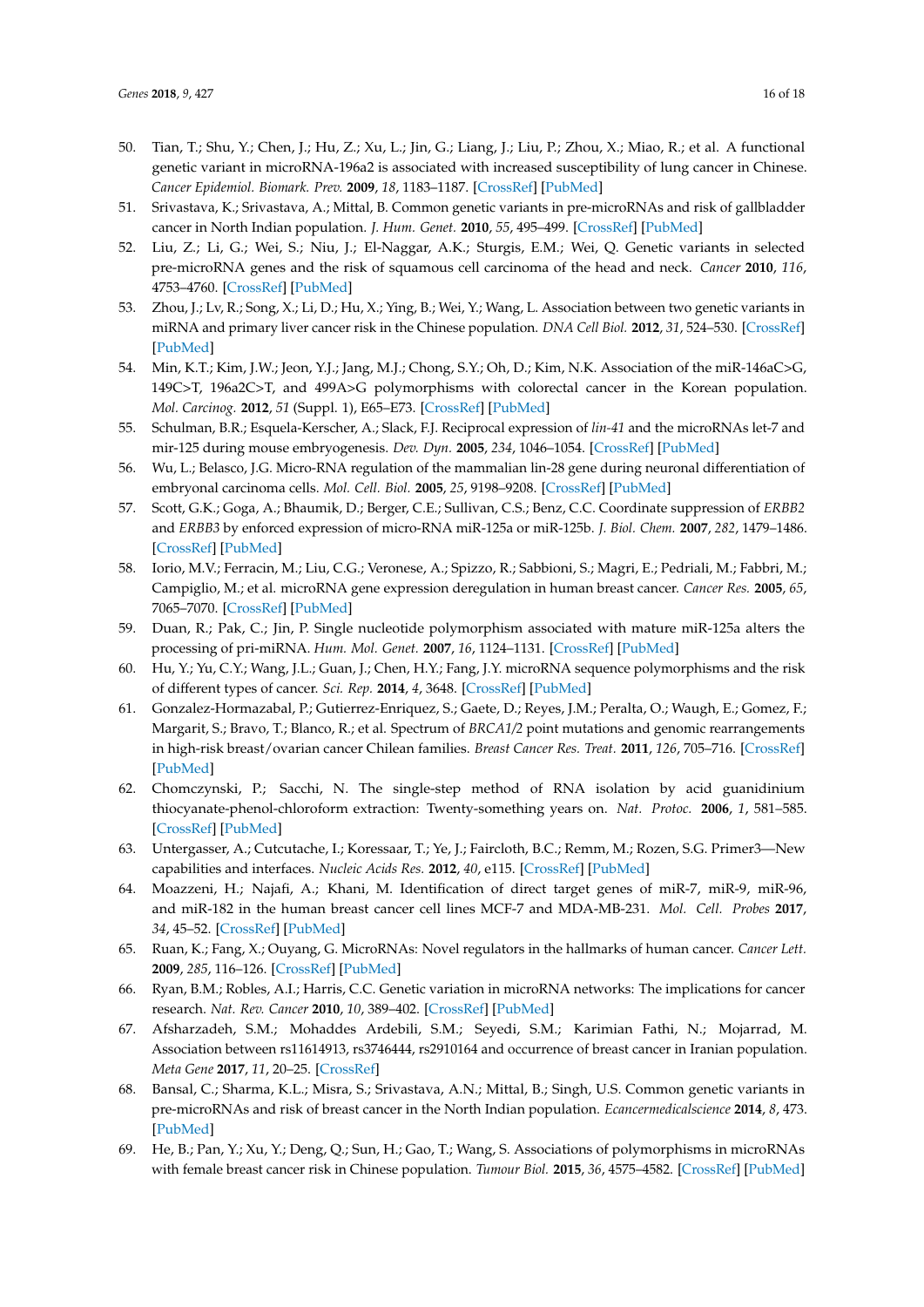50. Tian, T.; Shu, Y.; Chen, J.; Hu, Z.; Xu, L.; Jin, G.; Liang, J.; Liu, P.; Zhou, X.; Miao, R.; et al. A functional genetic variant in microRNA-196a2 is associated with increased susceptibility of lung cancer in Chinese. *Cancer Epidemiol. Biomark. Prev.* **2009**, *18*, 1183–1187. [CrossRef] [PubMed]
51. Srivastava, K.; Srivastava, A.; Mittal, B. Common genetic variants in pre-microRNAs and risk of gallbladder cancer in North Indian population. *J. Hum. Genet.* **2010**, *55*, 495–499. [CrossRef] [PubMed]
52. Liu, Z.; Li, G.; Wei, S.; Niu, J.; El-Naggar, A.K.; Sturgis, E.M.; Wei, Q. Genetic variants in selected pre-microRNA genes and the risk of squamous cell carcinoma of the head and neck. *Cancer* **2010**, *116*, 4753–4760. [CrossRef] [PubMed]
53. Zhou, J.; Lv, R.; Song, X.; Li, D.; Hu, X.; Ying, B.; Wei, Y.; Wang, L. Association between two genetic variants in miRNA and primary liver cancer risk in the Chinese population. *DNA Cell Biol.* **2012**, *31*, 524–530. [CrossRef] [PubMed]
54. Min, K.T.; Kim, J.W.; Jeon, Y.J.; Jang, M.J.; Chong, S.Y.; Oh, D.; Kim, N.K. Association of the miR-146aC>G, 149C>T, 196a2C>T, and 499A>G polymorphisms with colorectal cancer in the Korean population. *Mol. Carcinog.* **2012**, *51* (Suppl. 1), E65–E73. [CrossRef] [PubMed]
55. Schulman, B.R.; Esquela-Kerscher, A.; Slack, F.J. Reciprocal expression of *lin-41* and the microRNAs let-7 and mir-125 during mouse embryogenesis. *Dev. Dyn.* **2005**, *234*, 1046–1054. [CrossRef] [PubMed]
56. Wu, L.; Belasco, J.G. Micro-RNA regulation of the mammalian lin-28 gene during neuronal differentiation of embryonal carcinoma cells. *Mol. Cell. Biol.* **2005**, *25*, 9198–9208. [CrossRef] [PubMed]
57. Scott, G.K.; Goga, A.; Bhaumik, D.; Berger, C.E.; Sullivan, C.S.; Benz, C.C. Coordinate suppression of *ERBB2* and *ERBB3* by enforced expression of micro-RNA miR-125a or miR-125b. *J. Biol. Chem.* **2007**, *282*, 1479–1486. [CrossRef] [PubMed]
58. Iorio, M.V.; Ferracin, M.; Liu, C.G.; Veronese, A.; Spizzo, R.; Sabbioni, S.; Magri, E.; Pedriali, M.; Fabbri, M.; Campiglio, M.; et al. microRNA gene expression deregulation in human breast cancer. *Cancer Res.* **2005**, *65*, 7065–7070. [CrossRef] [PubMed]
59. Duan, R.; Pak, C.; Jin, P. Single nucleotide polymorphism associated with mature miR-125a alters the processing of pri-miRNA. *Hum. Mol. Genet.* **2007**, *16*, 1124–1131. [CrossRef] [PubMed]
60. Hu, Y.; Yu, C.Y.; Wang, J.L.; Guan, J.; Chen, H.Y.; Fang, J.Y. microRNA sequence polymorphisms and the risk of different types of cancer. *Sci. Rep.* **2014**, *4*, 3648. [CrossRef] [PubMed]
61. Gonzalez-Hormazabal, P.; Gutierrez-Enriquez, S.; Gaete, D.; Reyes, J.M.; Peralta, O.; Waugh, E.; Gomez, F.; Margarit, S.; Bravo, T.; Blanco, R.; et al. Spectrum of *BRCA1/2* point mutations and genomic rearrangements in high-risk breast/ovarian cancer Chilean families. *Breast Cancer Res. Treat.* **2011**, *126*, 705–716. [CrossRef] [PubMed]
62. Chomczynski, P.; Sacchi, N. The single-step method of RNA isolation by acid guanidinium thiocyanate-phenol-chloroform extraction: Twenty-something years on. *Nat. Protoc.* **2006**, *1*, 581–585. [CrossRef] [PubMed]
63. Untergasser, A.; Cutcutache, I.; Koressaar, T.; Ye, J.; Faircloth, B.C.; Remm, M.; Rozen, S.G. Primer3—New capabilities and interfaces. *Nucleic Acids Res.* **2012**, *40*, e115. [CrossRef] [PubMed]
64. Moazzeni, H.; Najafi, A.; Khani, M. Identification of direct target genes of miR-7, miR-9, miR-96, and miR-182 in the human breast cancer cell lines MCF-7 and MDA-MB-231. *Mol. Cell. Probes* **2017**, *34*, 45–52. [CrossRef] [PubMed]
65. Ruan, K.; Fang, X.; Ouyang, G. MicroRNAs: Novel regulators in the hallmarks of human cancer. *Cancer Lett.* **2009**, *285*, 116–126. [CrossRef] [PubMed]
66. Ryan, B.M.; Robles, A.I.; Harris, C.C. Genetic variation in microRNA networks: The implications for cancer research. *Nat. Rev. Cancer* **2010**, *10*, 389–402. [CrossRef] [PubMed]
67. Afsharzadeh, S.M.; Mohaddes Ardebili, S.M.; Seyedi, S.M.; Karimian Fathi, N.; Mojarrad, M. Association between rs11614913, rs3746444, rs2910164 and occurrence of breast cancer in Iranian population. *Meta Gene* **2017**, *11*, 20–25. [CrossRef]
68. Bansal, C.; Sharma, K.L.; Misra, S.; Srivastava, A.N.; Mittal, B.; Singh, U.S. Common genetic variants in pre-microRNAs and risk of breast cancer in the North Indian population. *Ecancermedicalscience* **2014**, *8*, 473. [PubMed]
69. He, B.; Pan, Y.; Xu, Y.; Deng, Q.; Sun, H.; Gao, T.; Wang, S. Associations of polymorphisms in microRNAs with female breast cancer risk in Chinese population. *Tumour Biol.* **2015**, *36*, 4575–4582. [CrossRef] [PubMed]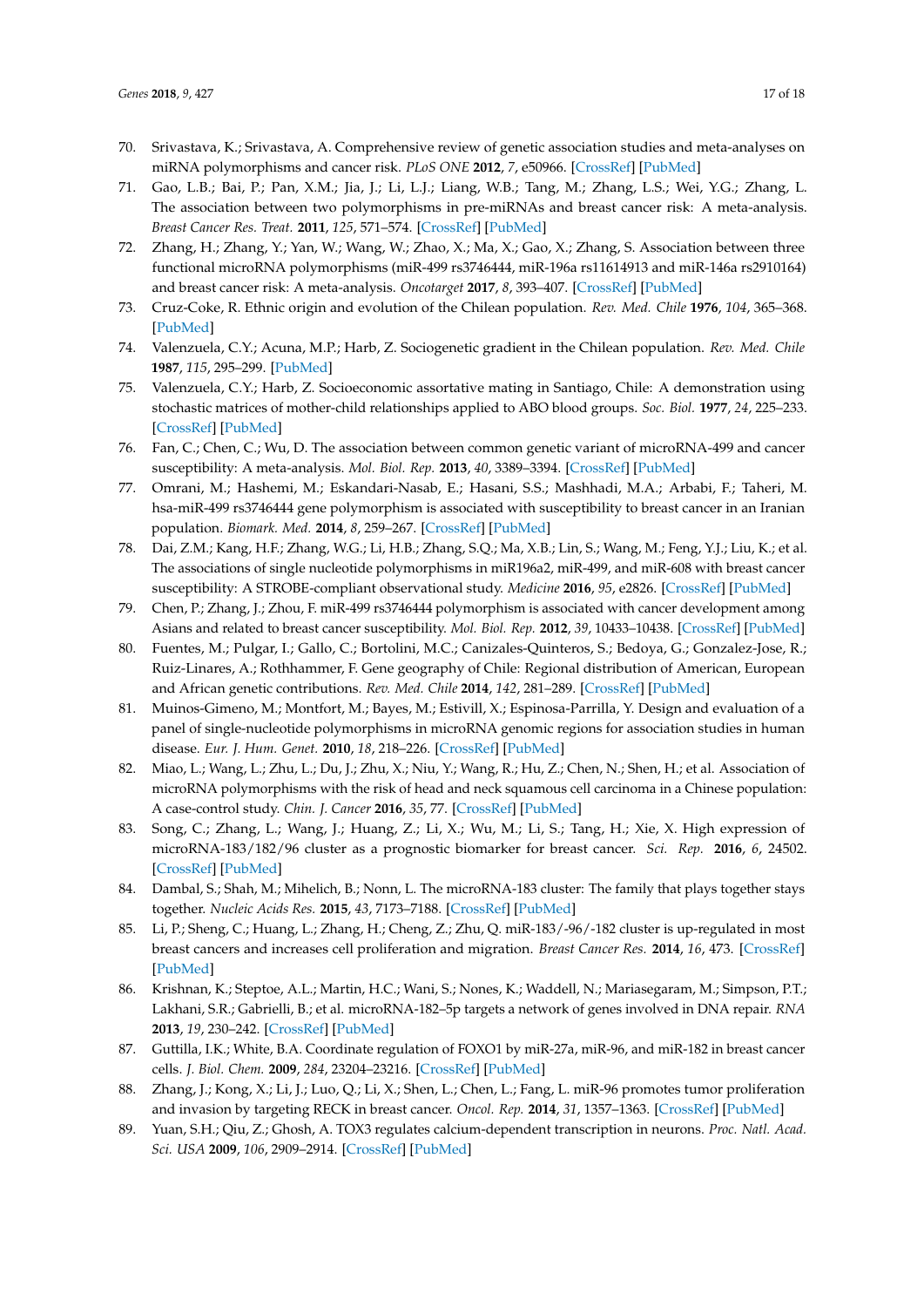70. Srivastava, K.; Srivastava, A. Comprehensive review of genetic association studies and meta-analyses on miRNA polymorphisms and cancer risk. *PLoS ONE* **2012**, *7*, e50966. [CrossRef] [PubMed]
71. Gao, L.B.; Bai, P.; Pan, X.M.; Jia, J.; Li, L.J.; Liang, W.B.; Tang, M.; Zhang, L.S.; Wei, Y.G.; Zhang, L. The association between two polymorphisms in pre-miRNAs and breast cancer risk: A meta-analysis. *Breast Cancer Res. Treat.* **2011**, *125*, 571–574. [CrossRef] [PubMed]
72. Zhang, H.; Zhang, Y.; Yan, W.; Wang, W.; Zhao, X.; Ma, X.; Gao, X.; Zhang, S. Association between three functional microRNA polymorphisms (miR-499 rs3746444, miR-196a rs11614913 and miR-146a rs2910164) and breast cancer risk: A meta-analysis. *Oncotarget* **2017**, *8*, 393–407. [CrossRef] [PubMed]
73. Cruz-Coke, R. Ethnic origin and evolution of the Chilean population. *Rev. Med. Chile* **1976**, *104*, 365–368. [PubMed]
74. Valenzuela, C.Y.; Acuna, M.P.; Harb, Z. Sociogenetic gradient in the Chilean population. *Rev. Med. Chile* **1987**, *115*, 295–299. [PubMed]
75. Valenzuela, C.Y.; Harb, Z. Socioeconomic assortative mating in Santiago, Chile: A demonstration using stochastic matrices of mother-child relationships applied to ABO blood groups. *Soc. Biol.* **1977**, *24*, 225–233. [CrossRef] [PubMed]
76. Fan, C.; Chen, C.; Wu, D. The association between common genetic variant of microRNA-499 and cancer susceptibility: A meta-analysis. *Mol. Biol. Rep.* **2013**, *40*, 3389–3394. [CrossRef] [PubMed]
77. Omrani, M.; Hashemi, M.; Eskandari-Nasab, E.; Hasani, S.S.; Mashhadi, M.A.; Arbabi, F.; Taheri, M. hsa-miR-499 rs3746444 gene polymorphism is associated with susceptibility to breast cancer in an Iranian population. *Biomark. Med.* **2014**, *8*, 259–267. [CrossRef] [PubMed]
78. Dai, Z.M.; Kang, H.F.; Zhang, W.G.; Li, H.B.; Zhang, S.Q.; Ma, X.B.; Lin, S.; Wang, M.; Feng, Y.J.; Liu, K.; et al. The associations of single nucleotide polymorphisms in miR196a2, miR-499, and miR-608 with breast cancer susceptibility: A STROBE-compliant observational study. *Medicine* **2016**, *95*, e2826. [CrossRef] [PubMed]
79. Chen, P.; Zhang, J.; Zhou, F. miR-499 rs3746444 polymorphism is associated with cancer development among Asians and related to breast cancer susceptibility. *Mol. Biol. Rep.* **2012**, *39*, 10433–10438. [CrossRef] [PubMed]
80. Fuentes, M.; Pulgar, I.; Gallo, C.; Bortolini, M.C.; Canizales-Quinteros, S.; Bedoya, G.; Gonzalez-Jose, R.; Ruiz-Linares, A.; Rothhammer, F. Gene geography of Chile: Regional distribution of American, European and African genetic contributions. *Rev. Med. Chile* **2014**, *142*, 281–289. [CrossRef] [PubMed]
81. Muinos-Gimeno, M.; Montfort, M.; Bayes, M.; Estivill, X.; Espinosa-Parrilla, Y. Design and evaluation of a panel of single-nucleotide polymorphisms in microRNA genomic regions for association studies in human disease. *Eur. J. Hum. Genet.* **2010**, *18*, 218–226. [CrossRef] [PubMed]
82. Miao, L.; Wang, L.; Zhu, L.; Du, J.; Zhu, X.; Niu, Y.; Wang, R.; Hu, Z.; Chen, N.; Shen, H.; et al. Association of microRNA polymorphisms with the risk of head and neck squamous cell carcinoma in a Chinese population: A case-control study. *Chin. J. Cancer* **2016**, *35*, 77. [CrossRef] [PubMed]
83. Song, C.; Zhang, L.; Wang, J.; Huang, Z.; Li, X.; Wu, M.; Li, S.; Tang, H.; Xie, X. High expression of microRNA-183/182/96 cluster as a prognostic biomarker for breast cancer. *Sci. Rep.* **2016**, *6*, 24502. [CrossRef] [PubMed]
84. Dambal, S.; Shah, M.; Mihelich, B.; Nonn, L. The microRNA-183 cluster: The family that plays together stays together. *Nucleic Acids Res.* **2015**, *43*, 7173–7188. [CrossRef] [PubMed]
85. Li, P.; Sheng, C.; Huang, L.; Zhang, H.; Cheng, Z.; Zhu, Q. miR-183/-96/-182 cluster is up-regulated in most breast cancers and increases cell proliferation and migration. *Breast Cancer Res.* **2014**, *16*, 473. [CrossRef] [PubMed]
86. Krishnan, K.; Steptoe, A.L.; Martin, H.C.; Wani, S.; Nones, K.; Waddell, N.; Mariasegaram, M.; Simpson, P.T.; Lakhani, S.R.; Gabrielli, B.; et al. microRNA-182–5p targets a network of genes involved in DNA repair. *RNA* **2013**, *19*, 230–242. [CrossRef] [PubMed]
87. Guttilla, I.K.; White, B.A. Coordinate regulation of FOXO1 by miR-27a, miR-96, and miR-182 in breast cancer cells. *J. Biol. Chem.* **2009**, *284*, 23204–23216. [CrossRef] [PubMed]
88. Zhang, J.; Kong, X.; Li, J.; Luo, Q.; Li, X.; Shen, L.; Chen, L.; Fang, L. miR-96 promotes tumor proliferation and invasion by targeting RECK in breast cancer. *Oncol. Rep.* **2014**, *31*, 1357–1363. [CrossRef] [PubMed]
89. Yuan, S.H.; Qiu, Z.; Ghosh, A. TOX3 regulates calcium-dependent transcription in neurons. *Proc. Natl. Acad. Sci. USA* **2009**, *106*, 2909–2914. [CrossRef] [PubMed]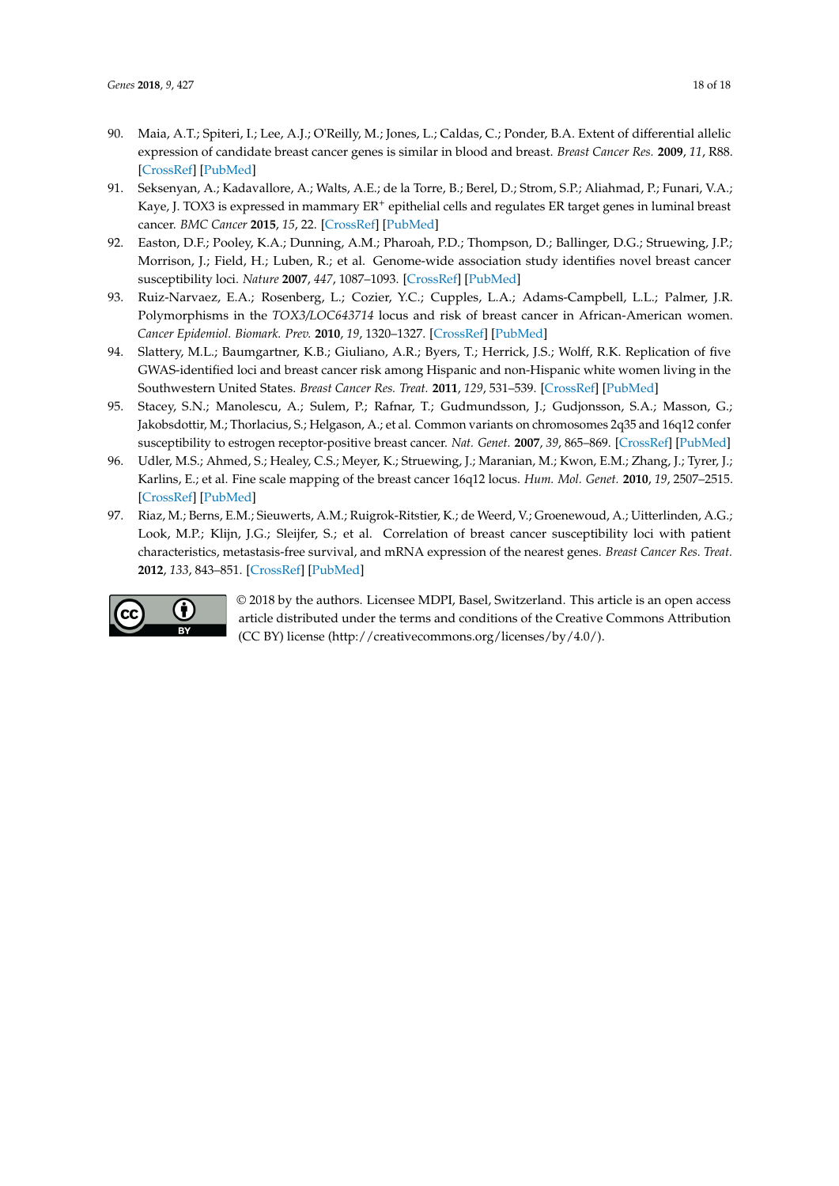90. Maia, A.T.; Spiteri, I.; Lee, A.J.; O'Reilly, M.; Jones, L.; Caldas, C.; Ponder, B.A. Extent of differential allelic expression of candidate breast cancer genes is similar in blood and breast. *Breast Cancer Res.* **2009**, *11*, R88. [CrossRef] [PubMed]
91. Seksenyan, A.; Kadavallore, A.; Walts, A.E.; de la Torre, B.; Berel, D.; Strom, S.P.; Aliahmad, P.; Funari, V.A.; Kaye, J. TOX3 is expressed in mammary $ER^+$ epithelial cells and regulates ER target genes in luminal breast cancer. *BMC Cancer* **2015**, *15*, 22. [CrossRef] [PubMed]
92. Easton, D.F.; Pooley, K.A.; Dunning, A.M.; Pharoah, P.D.; Thompson, D.; Ballinger, D.G.; Struewing, J.P.; Morrison, J.; Field, H.; Luben, R.; et al. Genome-wide association study identifies novel breast cancer susceptibility loci. *Nature* **2007**, *447*, 1087–1093. [CrossRef] [PubMed]
93. Ruiz-Narvaez, E.A.; Rosenberg, L.; Cozier, Y.C.; Cupples, L.A.; Adams-Campbell, L.L.; Palmer, J.R. Polymorphisms in the *TOX3/LOC643714* locus and risk of breast cancer in African-American women. *Cancer Epidemiol. Biomark. Prev.* **2010**, *19*, 1320–1327. [CrossRef] [PubMed]
94. Slattery, M.L.; Baumgartner, K.B.; Giuliano, A.R.; Byers, T.; Herrick, J.S.; Wolff, R.K. Replication of five GWAS-identified loci and breast cancer risk among Hispanic and non-Hispanic white women living in the Southwestern United States. *Breast Cancer Res. Treat.* **2011**, *129*, 531–539. [CrossRef] [PubMed]
95. Stacey, S.N.; Manolescu, A.; Sulem, P.; Rafnar, T.; Gudmundsson, J.; Gudjonsson, S.A.; Masson, G.; Jakobsdottir, M.; Thorlacius, S.; Helgason, A.; et al. Common variants on chromosomes 2q35 and 16q12 confer susceptibility to estrogen receptor-positive breast cancer. *Nat. Genet.* **2007**, *39*, 865–869. [CrossRef] [PubMed]
96. Udler, M.S.; Ahmed, S.; Healey, C.S.; Meyer, K.; Struewing, J.; Maranian, M.; Kwon, E.M.; Zhang, J.; Tyrer, J.; Karlins, E.; et al. Fine scale mapping of the breast cancer 16q12 locus. *Hum. Mol. Genet.* **2010**, *19*, 2507–2515. [CrossRef] [PubMed]
97. Riaz, M.; Berns, E.M.; Sieuwerts, A.M.; Ruigrok-Ritstier, K.; de Weerd, V.; Groenewoud, A.; Uitterlinden, A.G.; Look, M.P.; Klijn, J.G.; Sleijfer, S.; et al. Correlation of breast cancer susceptibility loci with patient characteristics, metastasis-free survival, and mRNA expression of the nearest genes. *Breast Cancer Res. Treat.* **2012**, *133*, 843–851. [CrossRef] [PubMed]

© 2018 by the authors. Licensee MDPI, Basel, Switzerland. This article is an open access article distributed under the terms and conditions of the Creative Commons Attribution (CC BY) license (http://creativecommons.org/licenses/by/4.0/).